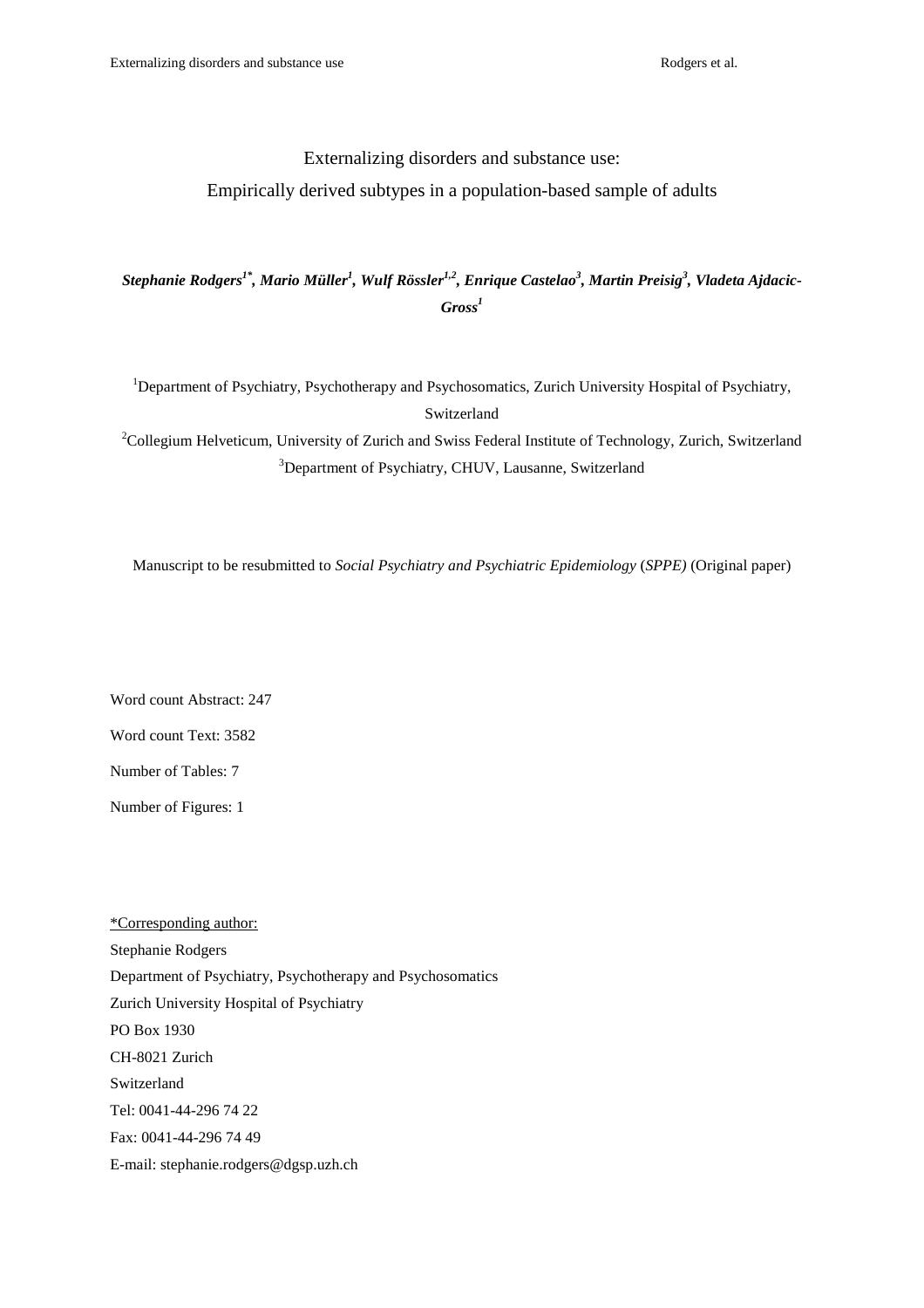# Externalizing disorders and substance use:

# Empirically derived subtypes in a population-based sample of adults

***Stephanie Rodgers[1*], Mario Müller[1], Wulf Rössler[1,2], Enrique Castelao[3], Martin Preisig[3], Vladeta Ajdacic-Gross[1]***

[1]Department of Psychiatry, Psychotherapy and Psychosomatics, Zurich University Hospital of Psychiatry, Switzerland

[2]Collegium Helveticum, University of Zurich and Swiss Federal Institute of Technology, Zurich, Switzerland

[3]Department of Psychiatry, CHUV, Lausanne, Switzerland

Manuscript to be resubmitted to *Social Psychiatry and Psychiatric Epidemiology* (*SPPE)* (Original paper)

Word count Abstract: 247

Word count Text: 3582

Number of Tables: 7

Number of Figures: 1

<u>*Corresponding author:</u>

Stephanie Rodgers

Department of Psychiatry, Psychotherapy and Psychosomatics

Zurich University Hospital of Psychiatry

PO Box 1930

CH-8021 Zurich

Switzerland

Tel: 0041-44-296 74 22

Fax: 0041-44-296 74 49

E-mail: stephanie.rodgers@dgsp.uzh.ch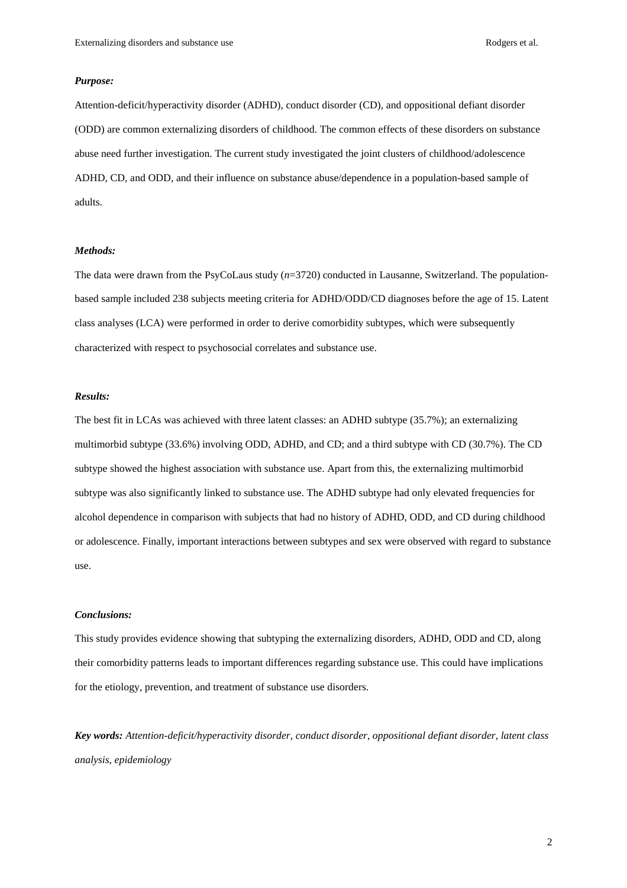***Purpose:***

Attention-deficit/hyperactivity disorder (ADHD), conduct disorder (CD), and oppositional defiant disorder (ODD) are common externalizing disorders of childhood. The common effects of these disorders on substance abuse need further investigation. The current study investigated the joint clusters of childhood/adolescence ADHD, CD, and ODD, and their influence on substance abuse/dependence in a population-based sample of adults.

***Methods:***

The data were drawn from the PsyCoLaus study (*n*=3720) conducted in Lausanne, Switzerland. The population-based sample included 238 subjects meeting criteria for ADHD/ODD/CD diagnoses before the age of 15. Latent class analyses (LCA) were performed in order to derive comorbidity subtypes, which were subsequently characterized with respect to psychosocial correlates and substance use.

***Results:***

The best fit in LCAs was achieved with three latent classes: an ADHD subtype (35.7%); an externalizing multimorbid subtype (33.6%) involving ODD, ADHD, and CD; and a third subtype with CD (30.7%). The CD subtype showed the highest association with substance use. Apart from this, the externalizing multimorbid subtype was also significantly linked to substance use. The ADHD subtype had only elevated frequencies for alcohol dependence in comparison with subjects that had no history of ADHD, ODD, and CD during childhood or adolescence. Finally, important interactions between subtypes and sex were observed with regard to substance use.

***Conclusions:***

This study provides evidence showing that subtyping the externalizing disorders, ADHD, ODD and CD, along their comorbidity patterns leads to important differences regarding substance use. This could have implications for the etiology, prevention, and treatment of substance use disorders.

***Key words:*** *Attention-deficit/hyperactivity disorder, conduct disorder, oppositional defiant disorder, latent class analysis, epidemiology*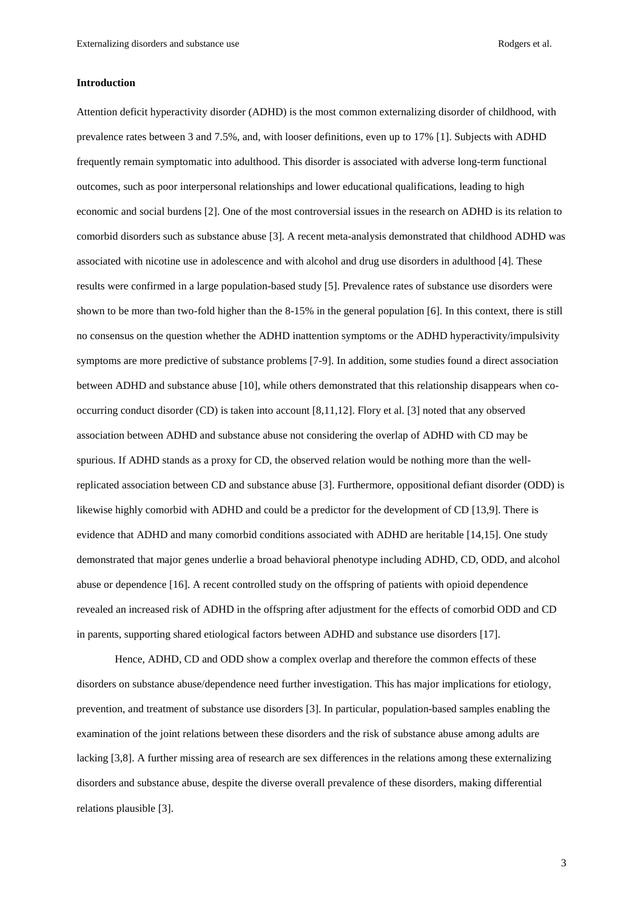**Introduction**

Attention deficit hyperactivity disorder (ADHD) is the most common externalizing disorder of childhood, with prevalence rates between 3 and 7.5%, and, with looser definitions, even up to 17% [1]. Subjects with ADHD frequently remain symptomatic into adulthood. This disorder is associated with adverse long-term functional outcomes, such as poor interpersonal relationships and lower educational qualifications, leading to high economic and social burdens [2]. One of the most controversial issues in the research on ADHD is its relation to comorbid disorders such as substance abuse [3]. A recent meta-analysis demonstrated that childhood ADHD was associated with nicotine use in adolescence and with alcohol and drug use disorders in adulthood [4]. These results were confirmed in a large population-based study [5]. Prevalence rates of substance use disorders were shown to be more than two-fold higher than the 8-15% in the general population [6]. In this context, there is still no consensus on the question whether the ADHD inattention symptoms or the ADHD hyperactivity/impulsivity symptoms are more predictive of substance problems [7-9]. In addition, some studies found a direct association between ADHD and substance abuse [10], while others demonstrated that this relationship disappears when co-occurring conduct disorder (CD) is taken into account [8,11,12]. Flory et al. [3] noted that any observed association between ADHD and substance abuse not considering the overlap of ADHD with CD may be spurious. If ADHD stands as a proxy for CD, the observed relation would be nothing more than the well-replicated association between CD and substance abuse [3]. Furthermore, oppositional defiant disorder (ODD) is likewise highly comorbid with ADHD and could be a predictor for the development of CD [13,9]. There is evidence that ADHD and many comorbid conditions associated with ADHD are heritable [14,15]. One study demonstrated that major genes underlie a broad behavioral phenotype including ADHD, CD, ODD, and alcohol abuse or dependence [16]. A recent controlled study on the offspring of patients with opioid dependence revealed an increased risk of ADHD in the offspring after adjustment for the effects of comorbid ODD and CD in parents, supporting shared etiological factors between ADHD and substance use disorders [17].

Hence, ADHD, CD and ODD show a complex overlap and therefore the common effects of these disorders on substance abuse/dependence need further investigation. This has major implications for etiology, prevention, and treatment of substance use disorders [3]. In particular, population-based samples enabling the examination of the joint relations between these disorders and the risk of substance abuse among adults are lacking [3,8]. A further missing area of research are sex differences in the relations among these externalizing disorders and substance abuse, despite the diverse overall prevalence of these disorders, making differential relations plausible [3].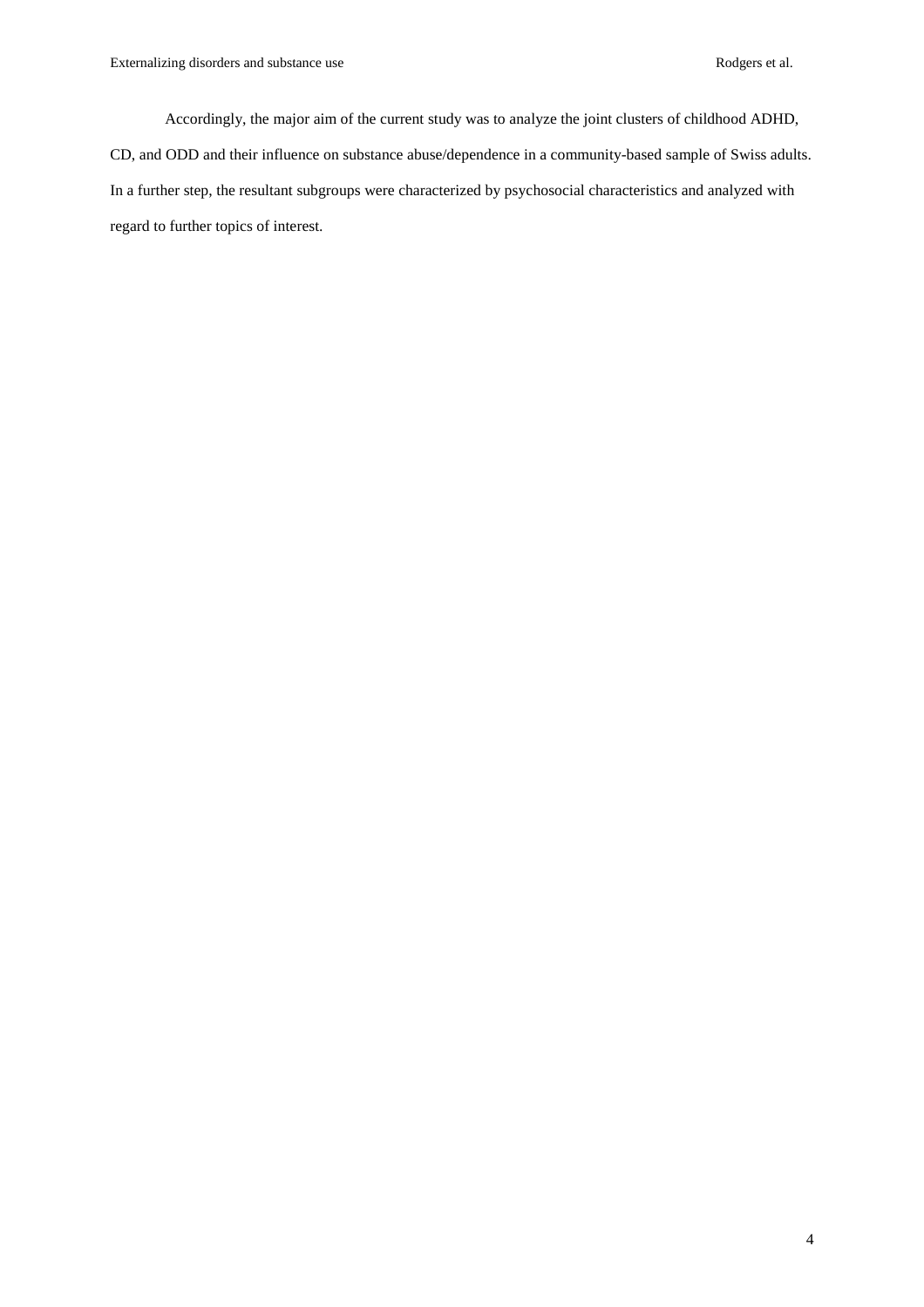Accordingly, the major aim of the current study was to analyze the joint clusters of childhood ADHD, CD, and ODD and their influence on substance abuse/dependence in a community-based sample of Swiss adults. In a further step, the resultant subgroups were characterized by psychosocial characteristics and analyzed with regard to further topics of interest.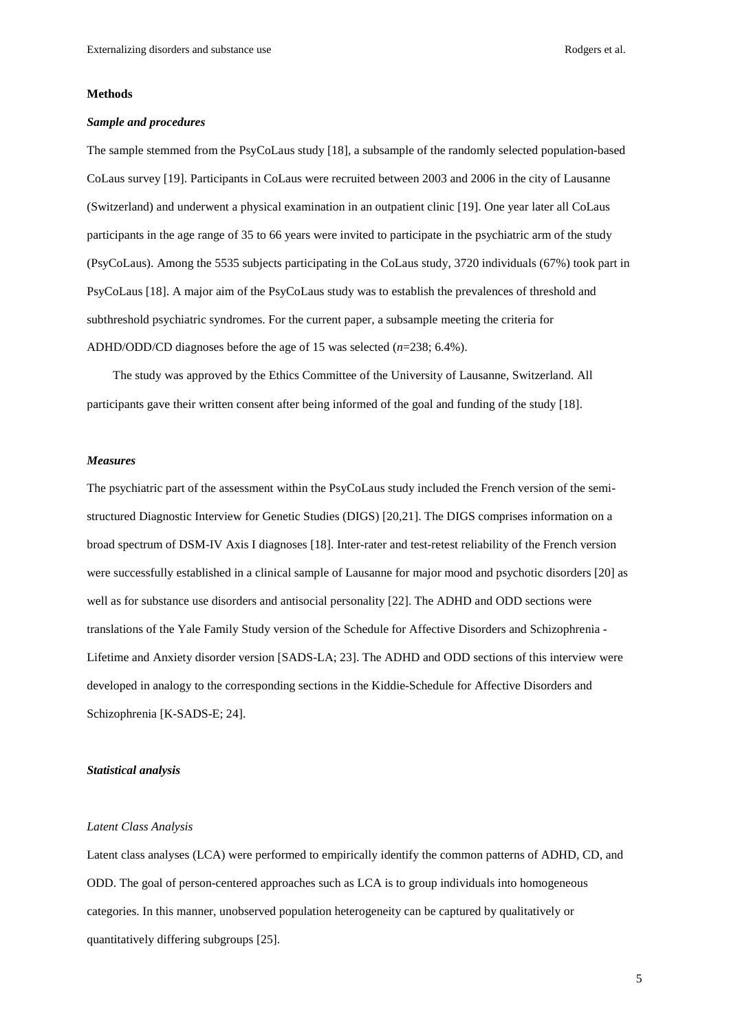## Methods

### *Sample and procedures*

The sample stemmed from the PsyCoLaus study [18], a subsample of the randomly selected population-based CoLaus survey [19]. Participants in CoLaus were recruited between 2003 and 2006 in the city of Lausanne (Switzerland) and underwent a physical examination in an outpatient clinic [19]. One year later all CoLaus participants in the age range of 35 to 66 years were invited to participate in the psychiatric arm of the study (PsyCoLaus). Among the 5535 subjects participating in the CoLaus study, 3720 individuals (67%) took part in PsyCoLaus [18]. A major aim of the PsyCoLaus study was to establish the prevalences of threshold and subthreshold psychiatric syndromes. For the current paper, a subsample meeting the criteria for ADHD/ODD/CD diagnoses before the age of 15 was selected (*n*=238; 6.4%).

The study was approved by the Ethics Committee of the University of Lausanne, Switzerland. All participants gave their written consent after being informed of the goal and funding of the study [18].

### *Measures*

The psychiatric part of the assessment within the PsyCoLaus study included the French version of the semi-structured Diagnostic Interview for Genetic Studies (DIGS) [20,21]. The DIGS comprises information on a broad spectrum of DSM-IV Axis I diagnoses [18]. Inter-rater and test-retest reliability of the French version were successfully established in a clinical sample of Lausanne for major mood and psychotic disorders [20] as well as for substance use disorders and antisocial personality [22]. The ADHD and ODD sections were translations of the Yale Family Study version of the Schedule for Affective Disorders and Schizophrenia - Lifetime and Anxiety disorder version [SADS-LA; 23]. The ADHD and ODD sections of this interview were developed in analogy to the corresponding sections in the Kiddie-Schedule for Affective Disorders and Schizophrenia [K-SADS-E; 24].

### *Statistical analysis*

#### *Latent Class Analysis*

Latent class analyses (LCA) were performed to empirically identify the common patterns of ADHD, CD, and ODD. The goal of person-centered approaches such as LCA is to group individuals into homogeneous categories. In this manner, unobserved population heterogeneity can be captured by qualitatively or quantitatively differing subgroups [25].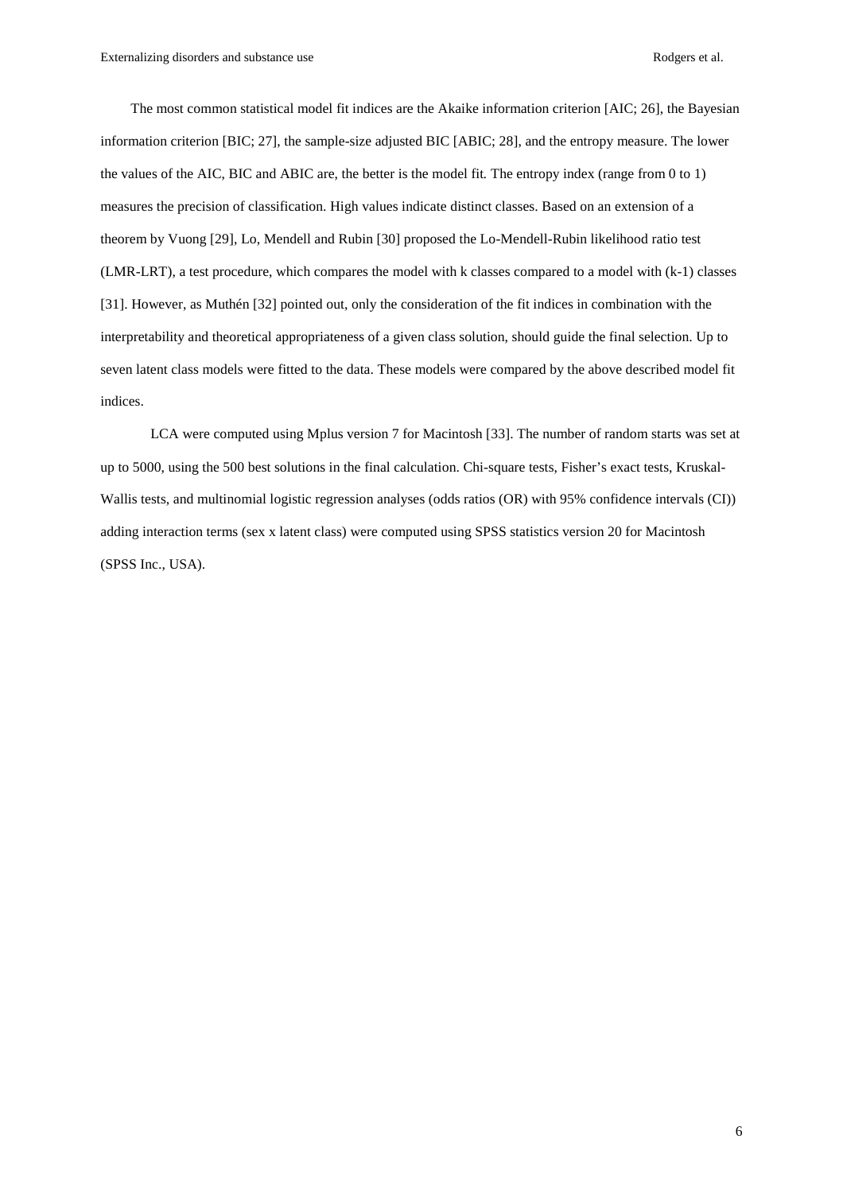The most common statistical model fit indices are the Akaike information criterion [AIC; 26], the Bayesian information criterion [BIC; 27], the sample-size adjusted BIC [ABIC; 28], and the entropy measure. The lower the values of the AIC, BIC and ABIC are, the better is the model fit. The entropy index (range from 0 to 1) measures the precision of classification. High values indicate distinct classes. Based on an extension of a theorem by Vuong [29], Lo, Mendell and Rubin [30] proposed the Lo-Mendell-Rubin likelihood ratio test (LMR-LRT), a test procedure, which compares the model with k classes compared to a model with (k-1) classes [31]. However, as Muthén [32] pointed out, only the consideration of the fit indices in combination with the interpretability and theoretical appropriateness of a given class solution, should guide the final selection. Up to seven latent class models were fitted to the data. These models were compared by the above described model fit indices.

LCA were computed using Mplus version 7 for Macintosh [33]. The number of random starts was set at up to 5000, using the 500 best solutions in the final calculation. Chi-square tests, Fisher's exact tests, Kruskal-Wallis tests, and multinomial logistic regression analyses (odds ratios (OR) with 95% confidence intervals (CI)) adding interaction terms (sex x latent class) were computed using SPSS statistics version 20 for Macintosh (SPSS Inc., USA).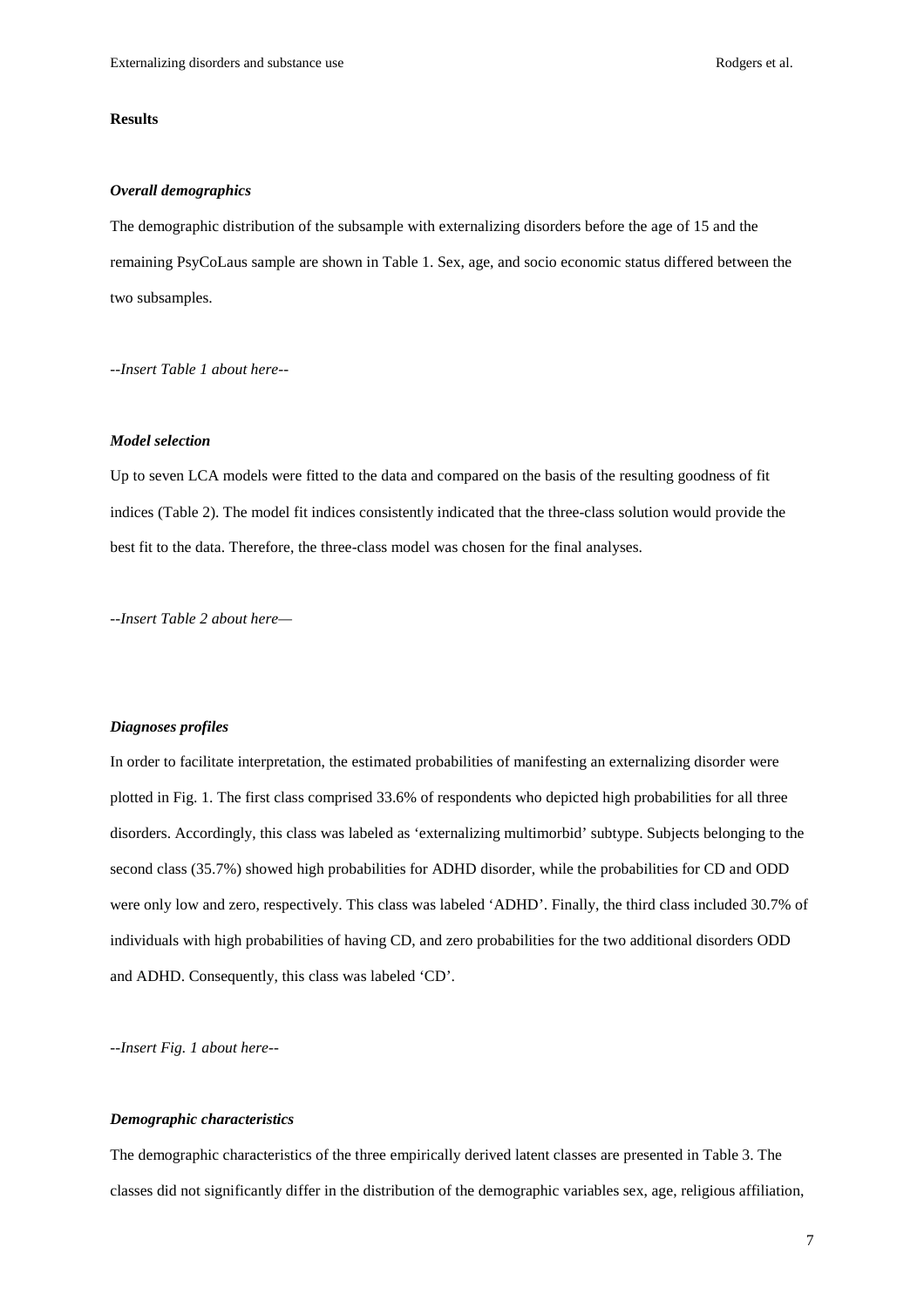**Results**

***Overall demographics***

The demographic distribution of the subsample with externalizing disorders before the age of 15 and the remaining PsyCoLaus sample are shown in Table 1. Sex, age, and socio economic status differed between the two subsamples.

*--Insert Table 1 about here--*

***Model selection***

Up to seven LCA models were fitted to the data and compared on the basis of the resulting goodness of fit indices (Table 2). The model fit indices consistently indicated that the three-class solution would provide the best fit to the data. Therefore, the three-class model was chosen for the final analyses.

*--Insert Table 2 about here—*

***Diagnoses profiles***

In order to facilitate interpretation, the estimated probabilities of manifesting an externalizing disorder were plotted in Fig. 1. The first class comprised 33.6% of respondents who depicted high probabilities for all three disorders. Accordingly, this class was labeled as 'externalizing multimorbid' subtype. Subjects belonging to the second class (35.7%) showed high probabilities for ADHD disorder, while the probabilities for CD and ODD were only low and zero, respectively. This class was labeled 'ADHD'. Finally, the third class included 30.7% of individuals with high probabilities of having CD, and zero probabilities for the two additional disorders ODD and ADHD. Consequently, this class was labeled 'CD'.

*--Insert Fig. 1 about here--*

***Demographic characteristics***

The demographic characteristics of the three empirically derived latent classes are presented in Table 3. The classes did not significantly differ in the distribution of the demographic variables sex, age, religious affiliation,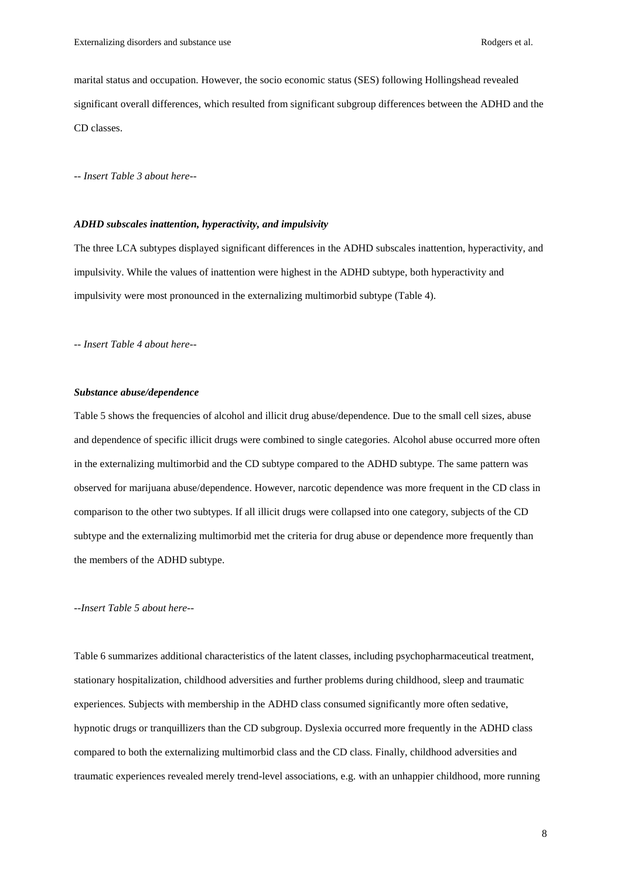marital status and occupation. However, the socio economic status (SES) following Hollingshead revealed significant overall differences, which resulted from significant subgroup differences between the ADHD and the CD classes.

*-- Insert Table 3 about here--*

***ADHD subscales inattention, hyperactivity, and impulsivity***

The three LCA subtypes displayed significant differences in the ADHD subscales inattention, hyperactivity, and impulsivity. While the values of inattention were highest in the ADHD subtype, both hyperactivity and impulsivity were most pronounced in the externalizing multimorbid subtype (Table 4).

*-- Insert Table 4 about here--*

***Substance abuse/dependence***

Table 5 shows the frequencies of alcohol and illicit drug abuse/dependence. Due to the small cell sizes, abuse and dependence of specific illicit drugs were combined to single categories. Alcohol abuse occurred more often in the externalizing multimorbid and the CD subtype compared to the ADHD subtype. The same pattern was observed for marijuana abuse/dependence. However, narcotic dependence was more frequent in the CD class in comparison to the other two subtypes. If all illicit drugs were collapsed into one category, subjects of the CD subtype and the externalizing multimorbid met the criteria for drug abuse or dependence more frequently than the members of the ADHD subtype.

*--Insert Table 5 about here--*

Table 6 summarizes additional characteristics of the latent classes, including psychopharmaceutical treatment, stationary hospitalization, childhood adversities and further problems during childhood, sleep and traumatic experiences. Subjects with membership in the ADHD class consumed significantly more often sedative, hypnotic drugs or tranquillizers than the CD subgroup. Dyslexia occurred more frequently in the ADHD class compared to both the externalizing multimorbid class and the CD class. Finally, childhood adversities and traumatic experiences revealed merely trend-level associations, e.g. with an unhappier childhood, more running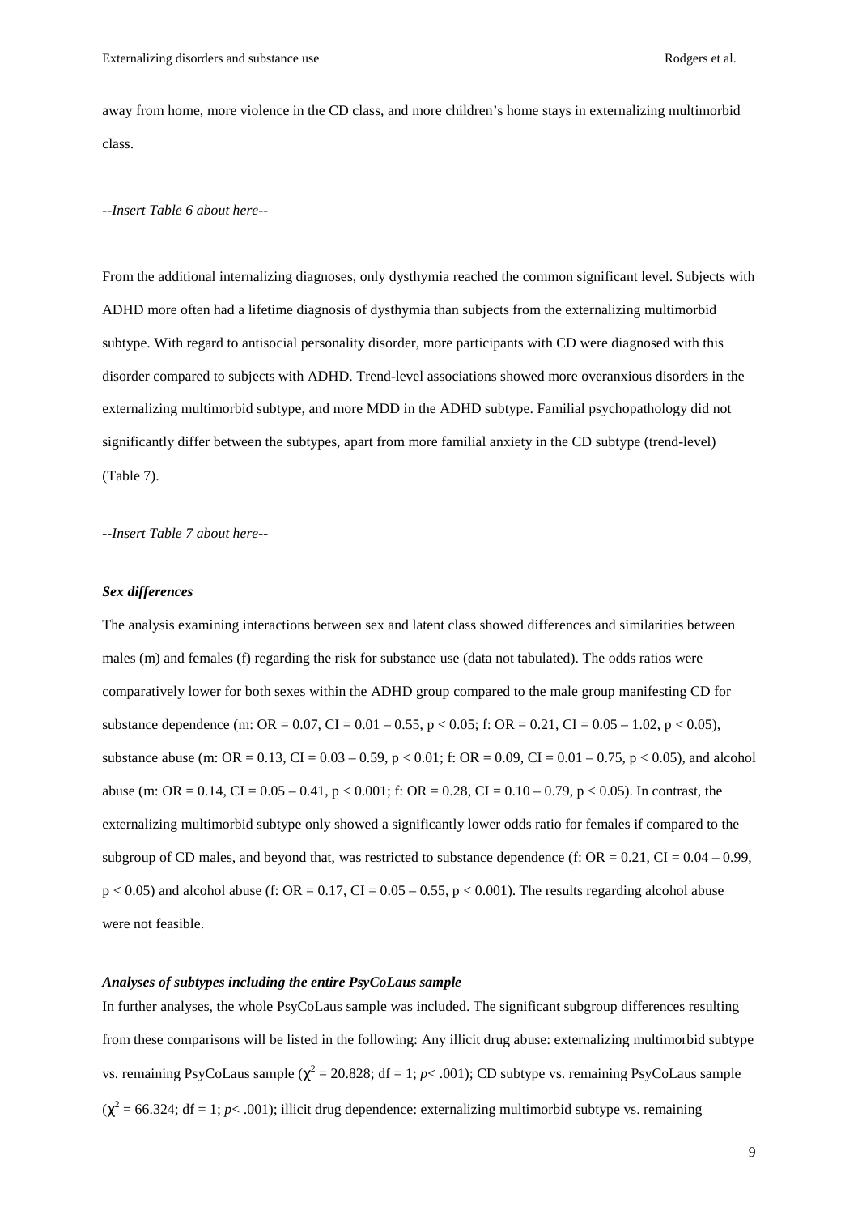away from home, more violence in the CD class, and more children's home stays in externalizing multimorbid class.

*--Insert Table 6 about here--*

From the additional internalizing diagnoses, only dysthymia reached the common significant level. Subjects with ADHD more often had a lifetime diagnosis of dysthymia than subjects from the externalizing multimorbid subtype. With regard to antisocial personality disorder, more participants with CD were diagnosed with this disorder compared to subjects with ADHD. Trend-level associations showed more overanxious disorders in the externalizing multimorbid subtype, and more MDD in the ADHD subtype. Familial psychopathology did not significantly differ between the subtypes, apart from more familial anxiety in the CD subtype (trend-level) (Table 7).

*--Insert Table 7 about here--*

### *Sex differences*

The analysis examining interactions between sex and latent class showed differences and similarities between males (m) and females (f) regarding the risk for substance use (data not tabulated). The odds ratios were comparatively lower for both sexes within the ADHD group compared to the male group manifesting CD for substance dependence (m: OR = 0.07, CI = 0.01 – 0.55, $p < 0.05$; f: OR = 0.21, CI = 0.05 – 1.02, $p < 0.05$), substance abuse (m: OR = 0.13, CI = 0.03 – 0.59, $p < 0.01$; f: OR = 0.09, CI = 0.01 – 0.75, $p < 0.05$), and alcohol abuse (m: OR = 0.14, CI = 0.05 – 0.41, $p < 0.001$; f: OR = 0.28, CI = 0.10 – 0.79, $p < 0.05$). In contrast, the externalizing multimorbid subtype only showed a significantly lower odds ratio for females if compared to the subgroup of CD males, and beyond that, was restricted to substance dependence (f: OR = 0.21, CI = 0.04 – 0.99, $p < 0.05$) and alcohol abuse (f: OR = 0.17, CI = 0.05 – 0.55, $p < 0.001$). The results regarding alcohol abuse were not feasible.

### *Analyses of subtypes including the entire PsyCoLaus sample*

In further analyses, the whole PsyCoLaus sample was included. The significant subgroup differences resulting from these comparisons will be listed in the following: Any illicit drug abuse: externalizing multimorbid subtype vs. remaining PsyCoLaus sample ($\chi^2 = 20.828$; df = 1; $p < .001$); CD subtype vs. remaining PsyCoLaus sample ($\chi^2 = 66.324$; df = 1; $p < .001$); illicit drug dependence: externalizing multimorbid subtype vs. remaining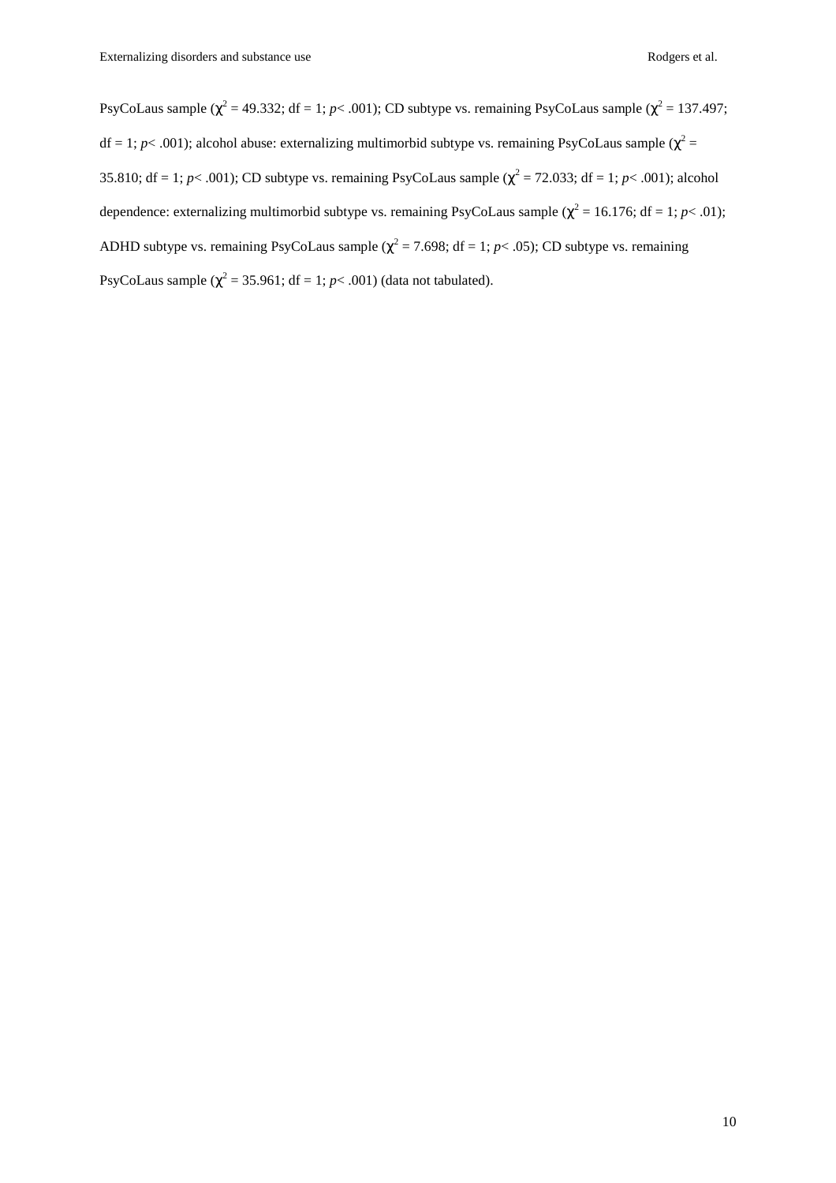PsyCoLaus sample ($\chi^2 = 49.332$; df = 1; $p < .001$); CD subtype vs. remaining PsyCoLaus sample ($\chi^2 = 137.497$; df = 1; $p < .001$); alcohol abuse: externalizing multimorbid subtype vs. remaining PsyCoLaus sample ($\chi^2 = 35.810$; df = 1; $p < .001$); CD subtype vs. remaining PsyCoLaus sample ($\chi^2 = 72.033$; df = 1; $p < .001$); alcohol dependence: externalizing multimorbid subtype vs. remaining PsyCoLaus sample ($\chi^2 = 16.176$; df = 1; $p < .01$); ADHD subtype vs. remaining PsyCoLaus sample ($\chi^2 = 7.698$; df = 1; $p < .05$); CD subtype vs. remaining PsyCoLaus sample ($\chi^2 = 35.961$; df = 1; $p < .001$) (data not tabulated).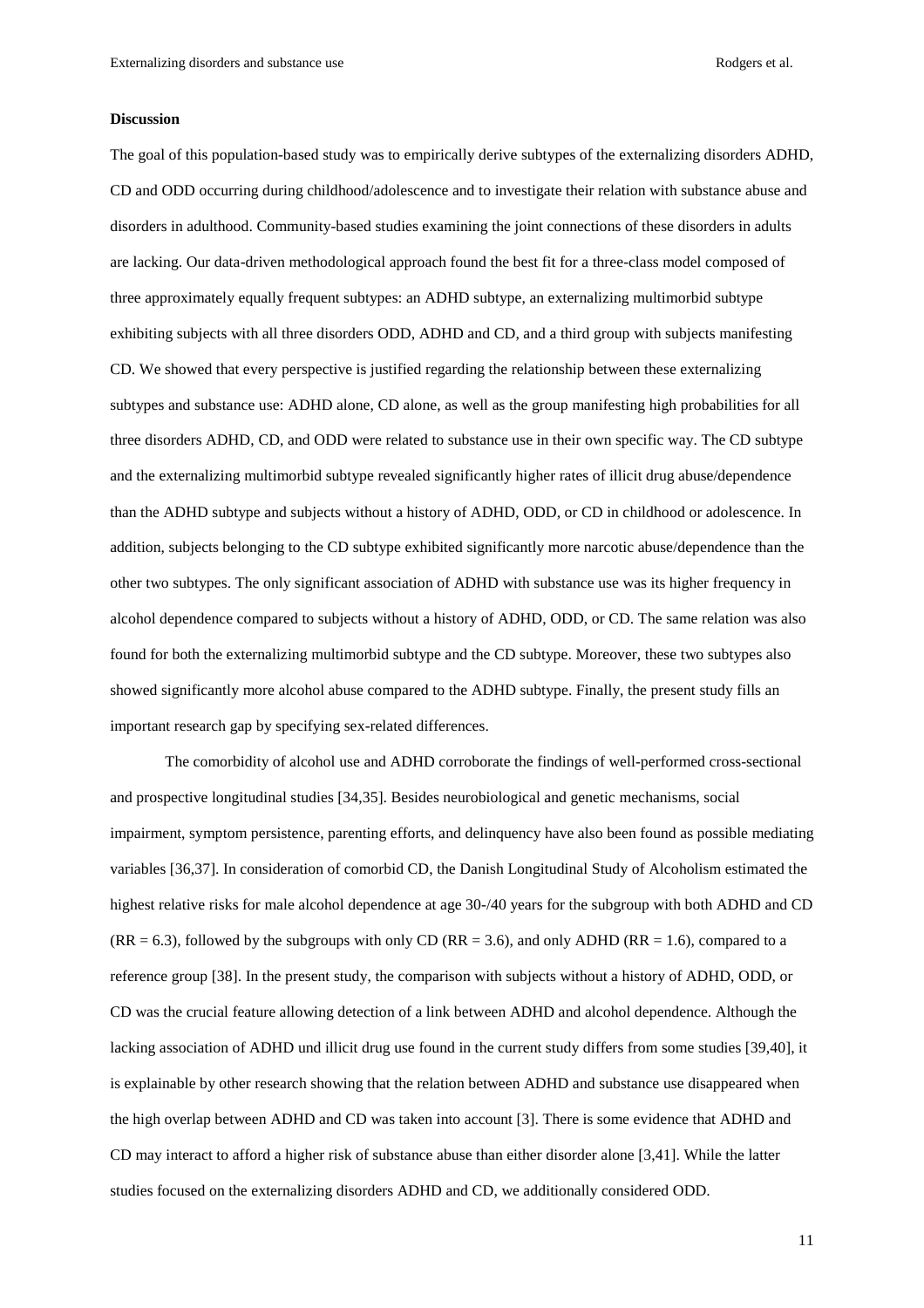**Discussion**

The goal of this population-based study was to empirically derive subtypes of the externalizing disorders ADHD, CD and ODD occurring during childhood/adolescence and to investigate their relation with substance abuse and disorders in adulthood. Community-based studies examining the joint connections of these disorders in adults are lacking. Our data-driven methodological approach found the best fit for a three-class model composed of three approximately equally frequent subtypes: an ADHD subtype, an externalizing multimorbid subtype exhibiting subjects with all three disorders ODD, ADHD and CD, and a third group with subjects manifesting CD. We showed that every perspective is justified regarding the relationship between these externalizing subtypes and substance use: ADHD alone, CD alone, as well as the group manifesting high probabilities for all three disorders ADHD, CD, and ODD were related to substance use in their own specific way. The CD subtype and the externalizing multimorbid subtype revealed significantly higher rates of illicit drug abuse/dependence than the ADHD subtype and subjects without a history of ADHD, ODD, or CD in childhood or adolescence. In addition, subjects belonging to the CD subtype exhibited significantly more narcotic abuse/dependence than the other two subtypes. The only significant association of ADHD with substance use was its higher frequency in alcohol dependence compared to subjects without a history of ADHD, ODD, or CD. The same relation was also found for both the externalizing multimorbid subtype and the CD subtype. Moreover, these two subtypes also showed significantly more alcohol abuse compared to the ADHD subtype. Finally, the present study fills an important research gap by specifying sex-related differences.

The comorbidity of alcohol use and ADHD corroborate the findings of well-performed cross-sectional and prospective longitudinal studies [34,35]. Besides neurobiological and genetic mechanisms, social impairment, symptom persistence, parenting efforts, and delinquency have also been found as possible mediating variables [36,37]. In consideration of comorbid CD, the Danish Longitudinal Study of Alcoholism estimated the highest relative risks for male alcohol dependence at age 30-/40 years for the subgroup with both ADHD and CD (RR = 6.3), followed by the subgroups with only CD (RR = 3.6), and only ADHD (RR = 1.6), compared to a reference group [38]. In the present study, the comparison with subjects without a history of ADHD, ODD, or CD was the crucial feature allowing detection of a link between ADHD and alcohol dependence. Although the lacking association of ADHD und illicit drug use found in the current study differs from some studies [39,40], it is explainable by other research showing that the relation between ADHD and substance use disappeared when the high overlap between ADHD and CD was taken into account [3]. There is some evidence that ADHD and CD may interact to afford a higher risk of substance abuse than either disorder alone [3,41]. While the latter studies focused on the externalizing disorders ADHD and CD, we additionally considered ODD.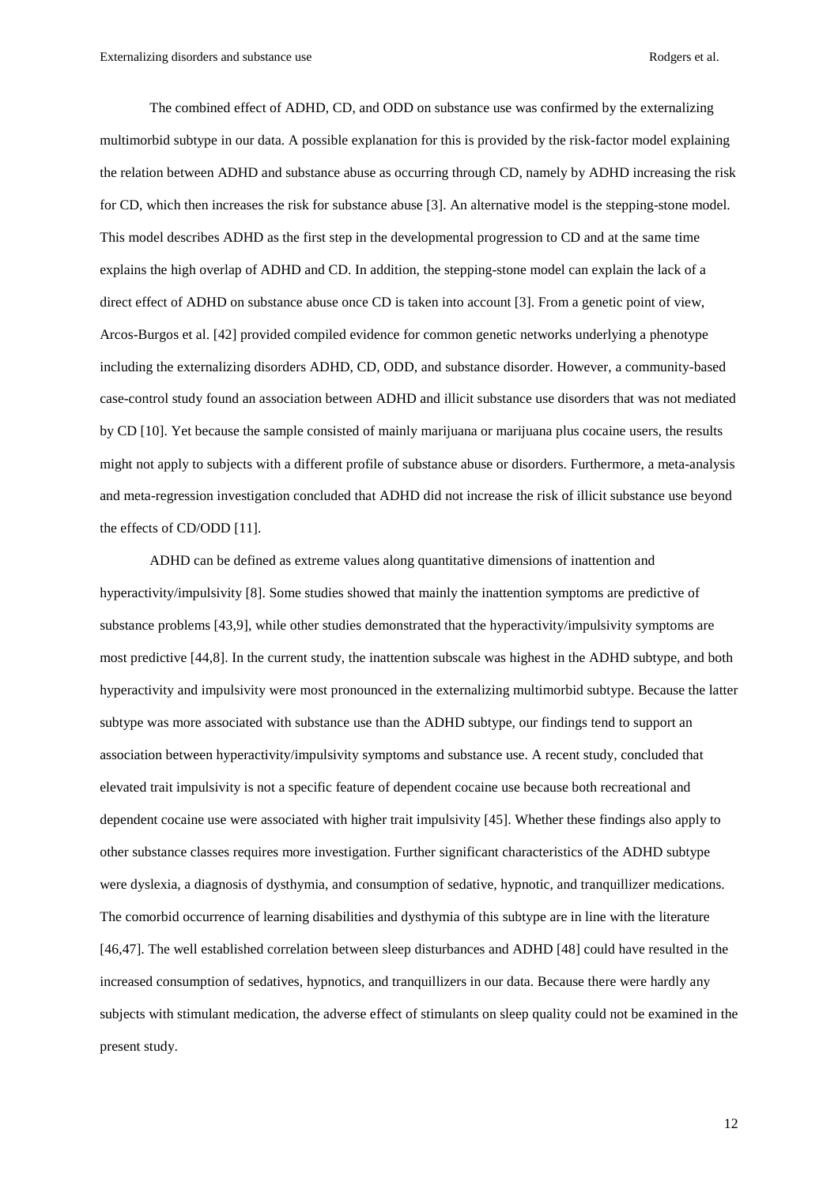The combined effect of ADHD, CD, and ODD on substance use was confirmed by the externalizing multimorbid subtype in our data. A possible explanation for this is provided by the risk-factor model explaining the relation between ADHD and substance abuse as occurring through CD, namely by ADHD increasing the risk for CD, which then increases the risk for substance abuse [3]. An alternative model is the stepping-stone model. This model describes ADHD as the first step in the developmental progression to CD and at the same time explains the high overlap of ADHD and CD. In addition, the stepping-stone model can explain the lack of a direct effect of ADHD on substance abuse once CD is taken into account [3]. From a genetic point of view, Arcos-Burgos et al. [42] provided compiled evidence for common genetic networks underlying a phenotype including the externalizing disorders ADHD, CD, ODD, and substance disorder. However, a community-based case-control study found an association between ADHD and illicit substance use disorders that was not mediated by CD [10]. Yet because the sample consisted of mainly marijuana or marijuana plus cocaine users, the results might not apply to subjects with a different profile of substance abuse or disorders. Furthermore, a meta-analysis and meta-regression investigation concluded that ADHD did not increase the risk of illicit substance use beyond the effects of CD/ODD [11].

ADHD can be defined as extreme values along quantitative dimensions of inattention and hyperactivity/impulsivity [8]. Some studies showed that mainly the inattention symptoms are predictive of substance problems [43,9], while other studies demonstrated that the hyperactivity/impulsivity symptoms are most predictive [44,8]. In the current study, the inattention subscale was highest in the ADHD subtype, and both hyperactivity and impulsivity were most pronounced in the externalizing multimorbid subtype. Because the latter subtype was more associated with substance use than the ADHD subtype, our findings tend to support an association between hyperactivity/impulsivity symptoms and substance use. A recent study, concluded that elevated trait impulsivity is not a specific feature of dependent cocaine use because both recreational and dependent cocaine use were associated with higher trait impulsivity [45]. Whether these findings also apply to other substance classes requires more investigation. Further significant characteristics of the ADHD subtype were dyslexia, a diagnosis of dysthymia, and consumption of sedative, hypnotic, and tranquillizer medications. The comorbid occurrence of learning disabilities and dysthymia of this subtype are in line with the literature [46,47]. The well established correlation between sleep disturbances and ADHD [48] could have resulted in the increased consumption of sedatives, hypnotics, and tranquillizers in our data. Because there were hardly any subjects with stimulant medication, the adverse effect of stimulants on sleep quality could not be examined in the present study.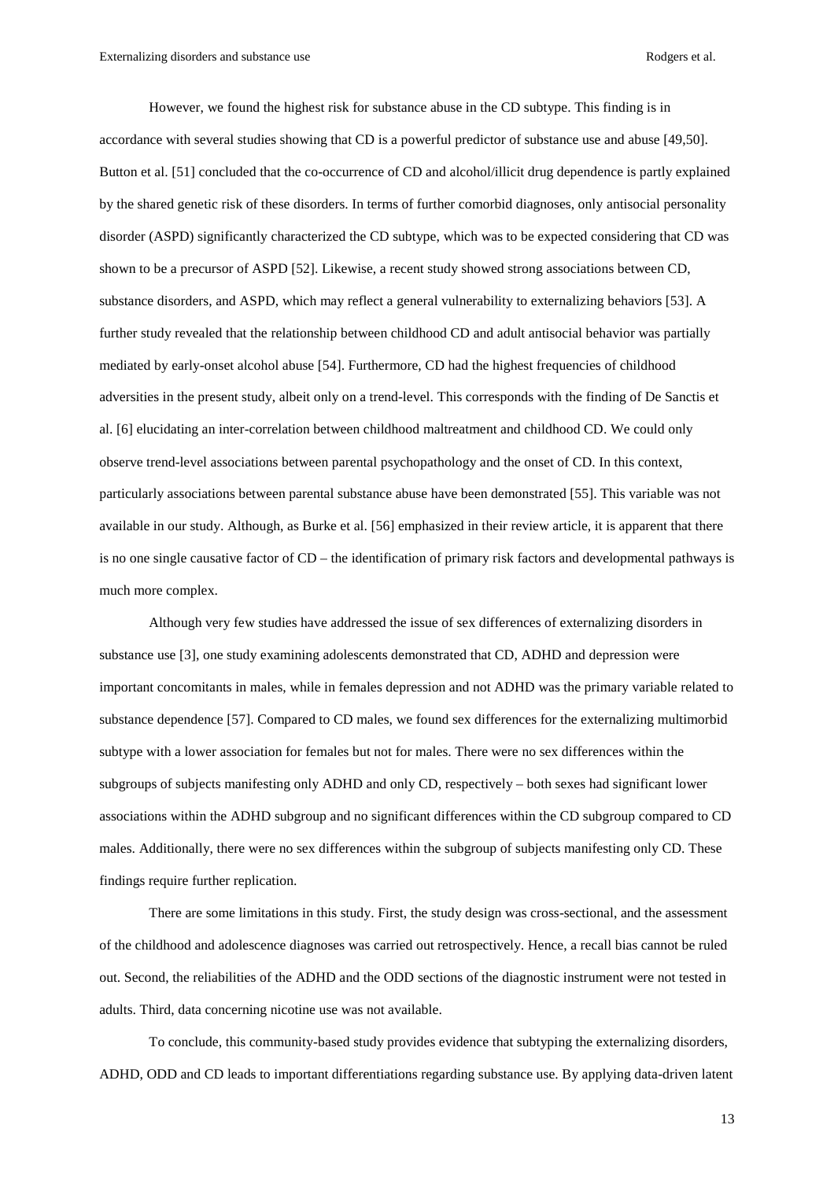However, we found the highest risk for substance abuse in the CD subtype. This finding is in accordance with several studies showing that CD is a powerful predictor of substance use and abuse [49,50]. Button et al. [51] concluded that the co-occurrence of CD and alcohol/illicit drug dependence is partly explained by the shared genetic risk of these disorders. In terms of further comorbid diagnoses, only antisocial personality disorder (ASPD) significantly characterized the CD subtype, which was to be expected considering that CD was shown to be a precursor of ASPD [52]. Likewise, a recent study showed strong associations between CD, substance disorders, and ASPD, which may reflect a general vulnerability to externalizing behaviors [53]. A further study revealed that the relationship between childhood CD and adult antisocial behavior was partially mediated by early-onset alcohol abuse [54]. Furthermore, CD had the highest frequencies of childhood adversities in the present study, albeit only on a trend-level. This corresponds with the finding of De Sanctis et al. [6] elucidating an inter-correlation between childhood maltreatment and childhood CD. We could only observe trend-level associations between parental psychopathology and the onset of CD. In this context, particularly associations between parental substance abuse have been demonstrated [55]. This variable was not available in our study. Although, as Burke et al. [56] emphasized in their review article, it is apparent that there is no one single causative factor of CD – the identification of primary risk factors and developmental pathways is much more complex.

Although very few studies have addressed the issue of sex differences of externalizing disorders in substance use [3], one study examining adolescents demonstrated that CD, ADHD and depression were important concomitants in males, while in females depression and not ADHD was the primary variable related to substance dependence [57]. Compared to CD males, we found sex differences for the externalizing multimorbid subtype with a lower association for females but not for males. There were no sex differences within the subgroups of subjects manifesting only ADHD and only CD, respectively – both sexes had significant lower associations within the ADHD subgroup and no significant differences within the CD subgroup compared to CD males. Additionally, there were no sex differences within the subgroup of subjects manifesting only CD. These findings require further replication.

There are some limitations in this study. First, the study design was cross-sectional, and the assessment of the childhood and adolescence diagnoses was carried out retrospectively. Hence, a recall bias cannot be ruled out. Second, the reliabilities of the ADHD and the ODD sections of the diagnostic instrument were not tested in adults. Third, data concerning nicotine use was not available.

To conclude, this community-based study provides evidence that subtyping the externalizing disorders, ADHD, ODD and CD leads to important differentiations regarding substance use. By applying data-driven latent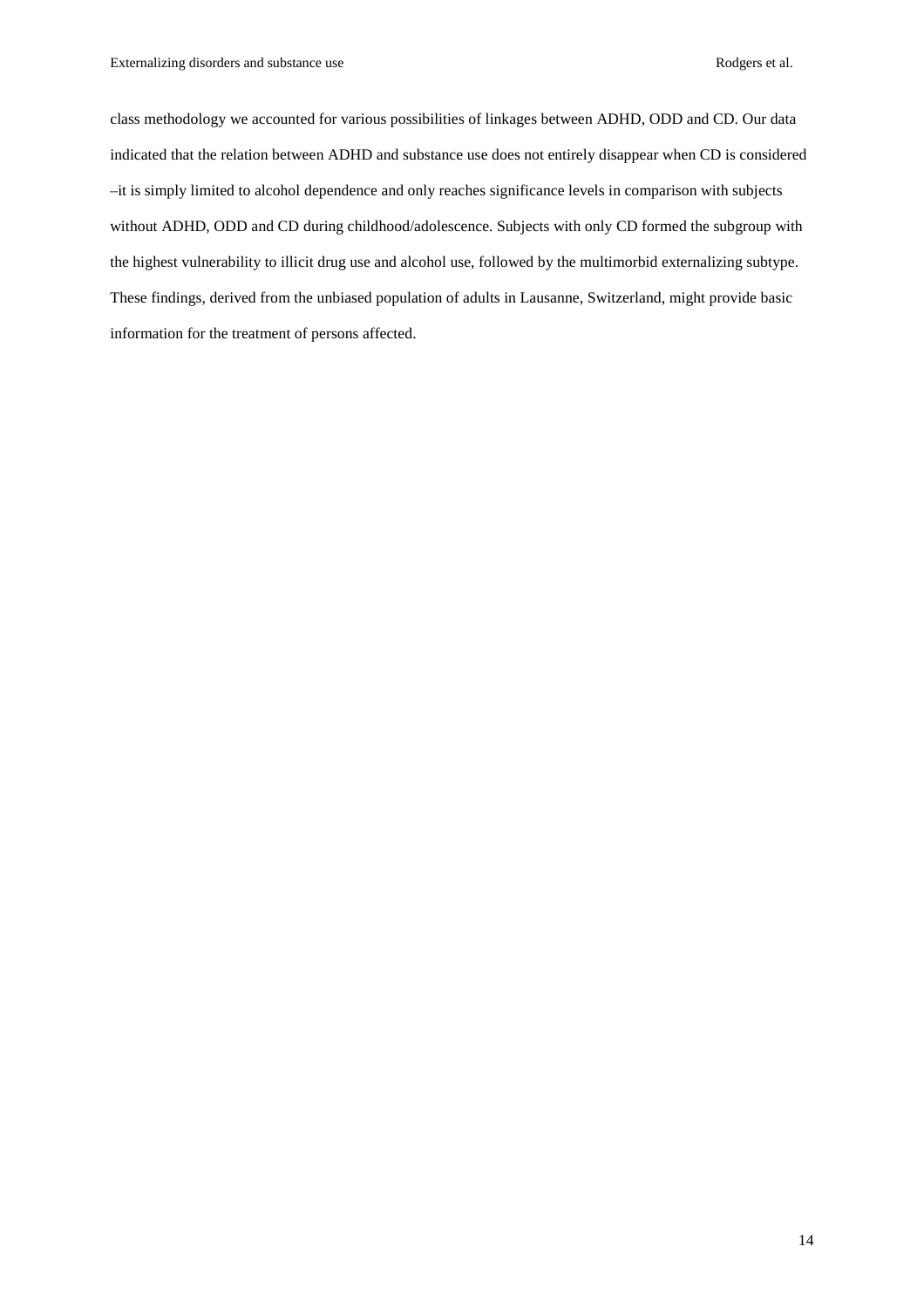class methodology we accounted for various possibilities of linkages between ADHD, ODD and CD. Our data indicated that the relation between ADHD and substance use does not entirely disappear when CD is considered –it is simply limited to alcohol dependence and only reaches significance levels in comparison with subjects without ADHD, ODD and CD during childhood/adolescence. Subjects with only CD formed the subgroup with the highest vulnerability to illicit drug use and alcohol use, followed by the multimorbid externalizing subtype. These findings, derived from the unbiased population of adults in Lausanne, Switzerland, might provide basic information for the treatment of persons affected.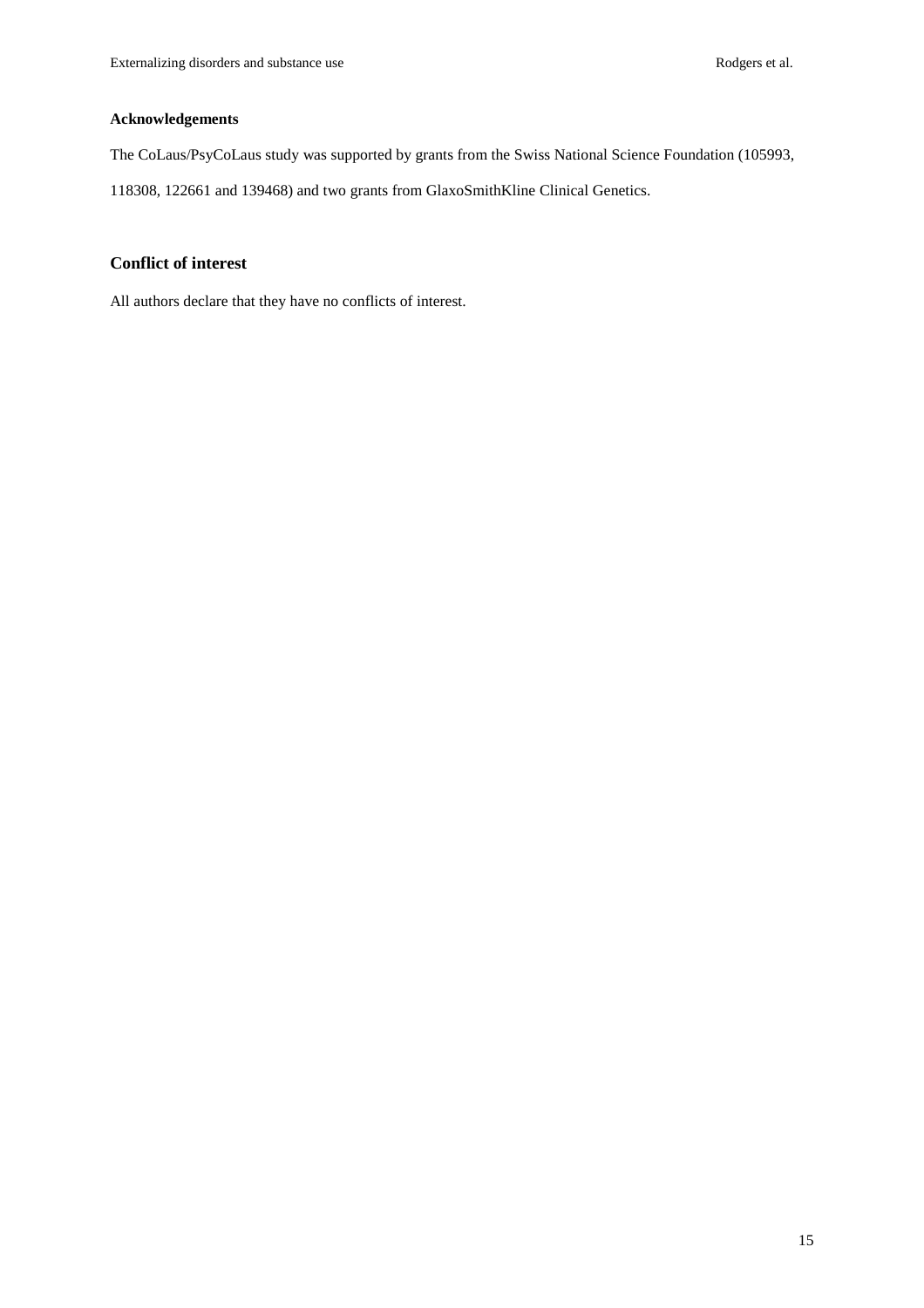### Acknowledgements

The CoLaus/PsyCoLaus study was supported by grants from the Swiss National Science Foundation (105993, 118308, 122661 and 139468) and two grants from GlaxoSmithKline Clinical Genetics.

## Conflict of interest

All authors declare that they have no conflicts of interest.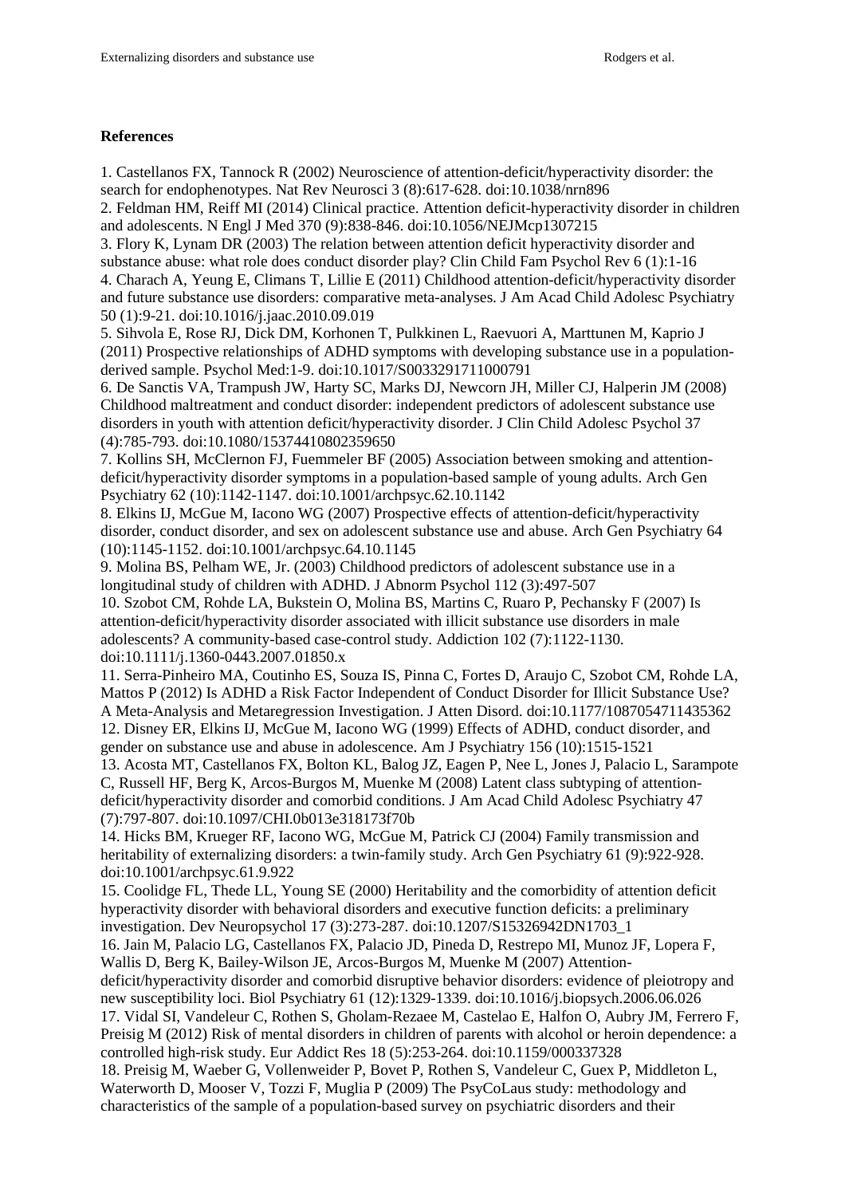**References**

1. Castellanos FX, Tannock R (2002) Neuroscience of attention-deficit/hyperactivity disorder: the search for endophenotypes. Nat Rev Neurosci 3 (8):617-628. doi:10.1038/nrn896
2. Feldman HM, Reiff MI (2014) Clinical practice. Attention deficit-hyperactivity disorder in children and adolescents. N Engl J Med 370 (9):838-846. doi:10.1056/NEJMcp1307215
3. Flory K, Lynam DR (2003) The relation between attention deficit hyperactivity disorder and substance abuse: what role does conduct disorder play? Clin Child Fam Psychol Rev 6 (1):1-16
4. Charach A, Yeung E, Climans T, Lillie E (2011) Childhood attention-deficit/hyperactivity disorder and future substance use disorders: comparative meta-analyses. J Am Acad Child Adolesc Psychiatry 50 (1):9-21. doi:10.1016/j.jaac.2010.09.019
5. Sihvola E, Rose RJ, Dick DM, Korhonen T, Pulkkinen L, Raevuori A, Marttunen M, Kaprio J (2011) Prospective relationships of ADHD symptoms with developing substance use in a population-derived sample. Psychol Med:1-9. doi:10.1017/S0033291711000791
6. De Sanctis VA, Trampush JW, Harty SC, Marks DJ, Newcorn JH, Miller CJ, Halperin JM (2008) Childhood maltreatment and conduct disorder: independent predictors of adolescent substance use disorders in youth with attention deficit/hyperactivity disorder. J Clin Child Adolesc Psychol 37 (4):785-793. doi:10.1080/15374410802359650
7. Kollins SH, McClernon FJ, Fuemmeler BF (2005) Association between smoking and attention-deficit/hyperactivity disorder symptoms in a population-based sample of young adults. Arch Gen Psychiatry 62 (10):1142-1147. doi:10.1001/archpsyc.62.10.1142
8. Elkins IJ, McGue M, Iacono WG (2007) Prospective effects of attention-deficit/hyperactivity disorder, conduct disorder, and sex on adolescent substance use and abuse. Arch Gen Psychiatry 64 (10):1145-1152. doi:10.1001/archpsyc.64.10.1145
9. Molina BS, Pelham WE, Jr. (2003) Childhood predictors of adolescent substance use in a longitudinal study of children with ADHD. J Abnorm Psychol 112 (3):497-507
10. Szobot CM, Rohde LA, Bukstein O, Molina BS, Martins C, Ruaro P, Pechansky F (2007) Is attention-deficit/hyperactivity disorder associated with illicit substance use disorders in male adolescents? A community-based case-control study. Addiction 102 (7):1122-1130. doi:10.1111/j.1360-0443.2007.01850.x
11. Serra-Pinheiro MA, Coutinho ES, Souza IS, Pinna C, Fortes D, Araujo C, Szobot CM, Rohde LA, Mattos P (2012) Is ADHD a Risk Factor Independent of Conduct Disorder for Illicit Substance Use? A Meta-Analysis and Metaregression Investigation. J Atten Disord. doi:10.1177/1087054711435362
12. Disney ER, Elkins IJ, McGue M, Iacono WG (1999) Effects of ADHD, conduct disorder, and gender on substance use and abuse in adolescence. Am J Psychiatry 156 (10):1515-1521
13. Acosta MT, Castellanos FX, Bolton KL, Balog JZ, Eagen P, Nee L, Jones J, Palacio L, Sarampote C, Russell HF, Berg K, Arcos-Burgos M, Muenke M (2008) Latent class subtyping of attention-deficit/hyperactivity disorder and comorbid conditions. J Am Acad Child Adolesc Psychiatry 47 (7):797-807. doi:10.1097/CHI.0b013e318173f70b
14. Hicks BM, Krueger RF, Iacono WG, McGue M, Patrick CJ (2004) Family transmission and heritability of externalizing disorders: a twin-family study. Arch Gen Psychiatry 61 (9):922-928. doi:10.1001/archpsyc.61.9.922
15. Coolidge FL, Thede LL, Young SE (2000) Heritability and the comorbidity of attention deficit hyperactivity disorder with behavioral disorders and executive function deficits: a preliminary investigation. Dev Neuropsychol 17 (3):273-287. doi:10.1207/S15326942DN1703_1
16. Jain M, Palacio LG, Castellanos FX, Palacio JD, Pineda D, Restrepo MI, Munoz JF, Lopera F, Wallis D, Berg K, Bailey-Wilson JE, Arcos-Burgos M, Muenke M (2007) Attention-deficit/hyperactivity disorder and comorbid disruptive behavior disorders: evidence of pleiotropy and new susceptibility loci. Biol Psychiatry 61 (12):1329-1339. doi:10.1016/j.biopsych.2006.06.026
17. Vidal SI, Vandeleur C, Rothen S, Gholam-Rezaee M, Castelao E, Halfon O, Aubry JM, Ferrero F, Preisig M (2012) Risk of mental disorders in children of parents with alcohol or heroin dependence: a controlled high-risk study. Eur Addict Res 18 (5):253-264. doi:10.1159/000337328
18. Preisig M, Waeber G, Vollenweider P, Bovet P, Rothen S, Vandeleur C, Guex P, Middleton L, Waterworth D, Mooser V, Tozzi F, Muglia P (2009) The PsyCoLaus study: methodology and characteristics of the sample of a population-based survey on psychiatric disorders and their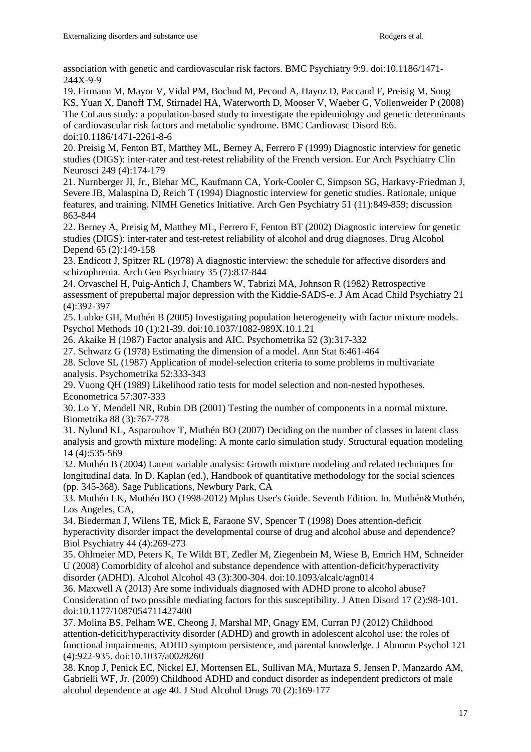association with genetic and cardiovascular risk factors. BMC Psychiatry 9:9. doi:10.1186/1471-244X-9-9

19. Firmann M, Mayor V, Vidal PM, Bochud M, Pecoud A, Hayoz D, Paccaud F, Preisig M, Song KS, Yuan X, Danoff TM, Stirnadel HA, Waterworth D, Mooser V, Waeber G, Vollenweider P (2008) The CoLaus study: a population-based study to investigate the epidemiology and genetic determinants of cardiovascular risk factors and metabolic syndrome. BMC Cardiovasc Disord 8:6. doi:10.1186/1471-2261-8-6

20. Preisig M, Fenton BT, Matthey ML, Berney A, Ferrero F (1999) Diagnostic interview for genetic studies (DIGS): inter-rater and test-retest reliability of the French version. Eur Arch Psychiatry Clin Neurosci 249 (4):174-179

21. Nurnberger JI, Jr., Blehar MC, Kaufmann CA, York-Cooler C, Simpson SG, Harkavy-Friedman J, Severe JB, Malaspina D, Reich T (1994) Diagnostic interview for genetic studies. Rationale, unique features, and training. NIMH Genetics Initiative. Arch Gen Psychiatry 51 (11):849-859; discussion 863-844

22. Berney A, Preisig M, Matthey ML, Ferrero F, Fenton BT (2002) Diagnostic interview for genetic studies (DIGS): inter-rater and test-retest reliability of alcohol and drug diagnoses. Drug Alcohol Depend 65 (2):149-158

23. Endicott J, Spitzer RL (1978) A diagnostic interview: the schedule for affective disorders and schizophrenia. Arch Gen Psychiatry 35 (7):837-844

24. Orvaschel H, Puig-Antich J, Chambers W, Tabrizi MA, Johnson R (1982) Retrospective assessment of prepubertal major depression with the Kiddie-SADS-e. J Am Acad Child Psychiatry 21 (4):392-397

25. Lubke GH, Muthén B (2005) Investigating population heterogeneity with factor mixture models. Psychol Methods 10 (1):21-39. doi:10.1037/1082-989X.10.1.21

26. Akaike H (1987) Factor analysis and AIC. Psychometrika 52 (3):317-332

27. Schwarz G (1978) Estimating the dimension of a model. Ann Stat 6:461-464

28. Sclove SL (1987) Application of model-selection criteria to some problems in multivariate analysis. Psychometrika 52:333-343

29. Vuong QH (1989) Likelihood ratio tests for model selection and non-nested hypotheses. Econometrica 57:307-333

30. Lo Y, Mendell NR, Rubin DB (2001) Testing the number of components in a normal mixture. Biometrika 88 (3):767-778

31. Nylund KL, Asparouhov T, Muthén BO (2007) Deciding on the number of classes in latent class analysis and growth mixture modeling: A monte carlo simulation study. Structural equation modeling 14 (4):535-569

32. Muthén B (2004) Latent variable analysis: Growth mixture modeling and related techniques for longitudinal data. In D. Kaplan (ed.), Handbook of quantitative methodology for the social sciences (pp. 345-368). Sage Publications, Newbury Park, CA

33. Muthén LK, Muthén BO (1998-2012) Mplus User's Guide. Seventh Edition. In. Muthén&Muthén, Los Angeles, CA,

34. Biederman J, Wilens TE, Mick E, Faraone SV, Spencer T (1998) Does attention-deficit hyperactivity disorder impact the developmental course of drug and alcohol abuse and dependence? Biol Psychiatry 44 (4):269-273

35. Ohlmeier MD, Peters K, Te Wildt BT, Zedler M, Ziegenbein M, Wiese B, Emrich HM, Schneider U (2008) Comorbidity of alcohol and substance dependence with attention-deficit/hyperactivity disorder (ADHD). Alcohol Alcohol 43 (3):300-304. doi:10.1093/alcalc/agn014

36. Maxwell A (2013) Are some individuals diagnosed with ADHD prone to alcohol abuse? Consideration of two possible mediating factors for this susceptibility. J Atten Disord 17 (2):98-101. doi:10.1177/1087054711427400

37. Molina BS, Pelham WE, Cheong J, Marshal MP, Gnagy EM, Curran PJ (2012) Childhood attention-deficit/hyperactivity disorder (ADHD) and growth in adolescent alcohol use: the roles of functional impairments, ADHD symptom persistence, and parental knowledge. J Abnorm Psychol 121 (4):922-935. doi:10.1037/a0028260

38. Knop J, Penick EC, Nickel EJ, Mortensen EL, Sullivan MA, Murtaza S, Jensen P, Manzardo AM, Gabrielli WF, Jr. (2009) Childhood ADHD and conduct disorder as independent predictors of male alcohol dependence at age 40. J Stud Alcohol Drugs 70 (2):169-177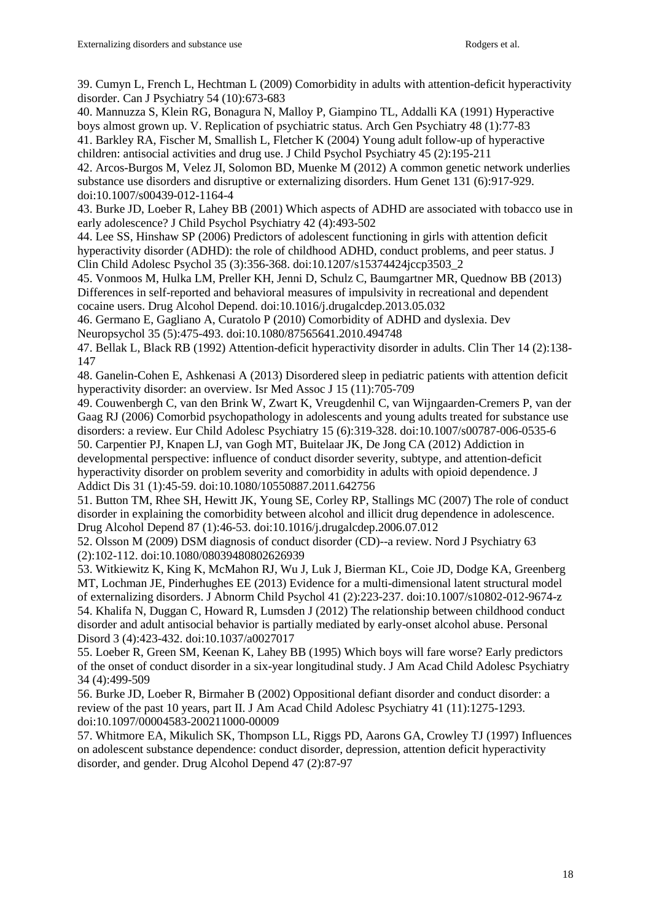39. Cumyn L, French L, Hechtman L (2009) Comorbidity in adults with attention-deficit hyperactivity disorder. Can J Psychiatry 54 (10):673-683

40. Mannuzza S, Klein RG, Bonagura N, Malloy P, Giampino TL, Addalli KA (1991) Hyperactive boys almost grown up. V. Replication of psychiatric status. Arch Gen Psychiatry 48 (1):77-83

41. Barkley RA, Fischer M, Smallish L, Fletcher K (2004) Young adult follow-up of hyperactive children: antisocial activities and drug use. J Child Psychol Psychiatry 45 (2):195-211

42. Arcos-Burgos M, Velez JI, Solomon BD, Muenke M (2012) A common genetic network underlies substance use disorders and disruptive or externalizing disorders. Hum Genet 131 (6):917-929. doi:10.1007/s00439-012-1164-4

43. Burke JD, Loeber R, Lahey BB (2001) Which aspects of ADHD are associated with tobacco use in early adolescence? J Child Psychol Psychiatry 42 (4):493-502

44. Lee SS, Hinshaw SP (2006) Predictors of adolescent functioning in girls with attention deficit hyperactivity disorder (ADHD): the role of childhood ADHD, conduct problems, and peer status. J Clin Child Adolesc Psychol 35 (3):356-368. doi:10.1207/s15374424jccp3503_2

45. Vonmoos M, Hulka LM, Preller KH, Jenni D, Schulz C, Baumgartner MR, Quednow BB (2013) Differences in self-reported and behavioral measures of impulsivity in recreational and dependent cocaine users. Drug Alcohol Depend. doi:10.1016/j.drugalcdep.2013.05.032

46. Germano E, Gagliano A, Curatolo P (2010) Comorbidity of ADHD and dyslexia. Dev Neuropsychol 35 (5):475-493. doi:10.1080/87565641.2010.494748

47. Bellak L, Black RB (1992) Attention-deficit hyperactivity disorder in adults. Clin Ther 14 (2):138-147

48. Ganelin-Cohen E, Ashkenasi A (2013) Disordered sleep in pediatric patients with attention deficit hyperactivity disorder: an overview. Isr Med Assoc J 15 (11):705-709

49. Couwenbergh C, van den Brink W, Zwart K, Vreugdenhil C, van Wijngaarden-Cremers P, van der Gaag RJ (2006) Comorbid psychopathology in adolescents and young adults treated for substance use disorders: a review. Eur Child Adolesc Psychiatry 15 (6):319-328. doi:10.1007/s00787-006-0535-6

50. Carpentier PJ, Knapen LJ, van Gogh MT, Buitelaar JK, De Jong CA (2012) Addiction in developmental perspective: influence of conduct disorder severity, subtype, and attention-deficit hyperactivity disorder on problem severity and comorbidity in adults with opioid dependence. J Addict Dis 31 (1):45-59. doi:10.1080/10550887.2011.642756

51. Button TM, Rhee SH, Hewitt JK, Young SE, Corley RP, Stallings MC (2007) The role of conduct disorder in explaining the comorbidity between alcohol and illicit drug dependence in adolescence. Drug Alcohol Depend 87 (1):46-53. doi:10.1016/j.drugalcdep.2006.07.012

52. Olsson M (2009) DSM diagnosis of conduct disorder (CD)--a review. Nord J Psychiatry 63 (2):102-112. doi:10.1080/08039480802626939

53. Witkiewitz K, King K, McMahon RJ, Wu J, Luk J, Bierman KL, Coie JD, Dodge KA, Greenberg MT, Lochman JE, Pinderhughes EE (2013) Evidence for a multi-dimensional latent structural model of externalizing disorders. J Abnorm Child Psychol 41 (2):223-237. doi:10.1007/s10802-012-9674-z

54. Khalifa N, Duggan C, Howard R, Lumsden J (2012) The relationship between childhood conduct disorder and adult antisocial behavior is partially mediated by early-onset alcohol abuse. Personal Disord 3 (4):423-432. doi:10.1037/a0027017

55. Loeber R, Green SM, Keenan K, Lahey BB (1995) Which boys will fare worse? Early predictors of the onset of conduct disorder in a six-year longitudinal study. J Am Acad Child Adolesc Psychiatry 34 (4):499-509

56. Burke JD, Loeber R, Birmaher B (2002) Oppositional defiant disorder and conduct disorder: a review of the past 10 years, part II. J Am Acad Child Adolesc Psychiatry 41 (11):1275-1293. doi:10.1097/00004583-200211000-00009

57. Whitmore EA, Mikulich SK, Thompson LL, Riggs PD, Aarons GA, Crowley TJ (1997) Influences on adolescent substance dependence: conduct disorder, depression, attention deficit hyperactivity disorder, and gender. Drug Alcohol Depend 47 (2):87-97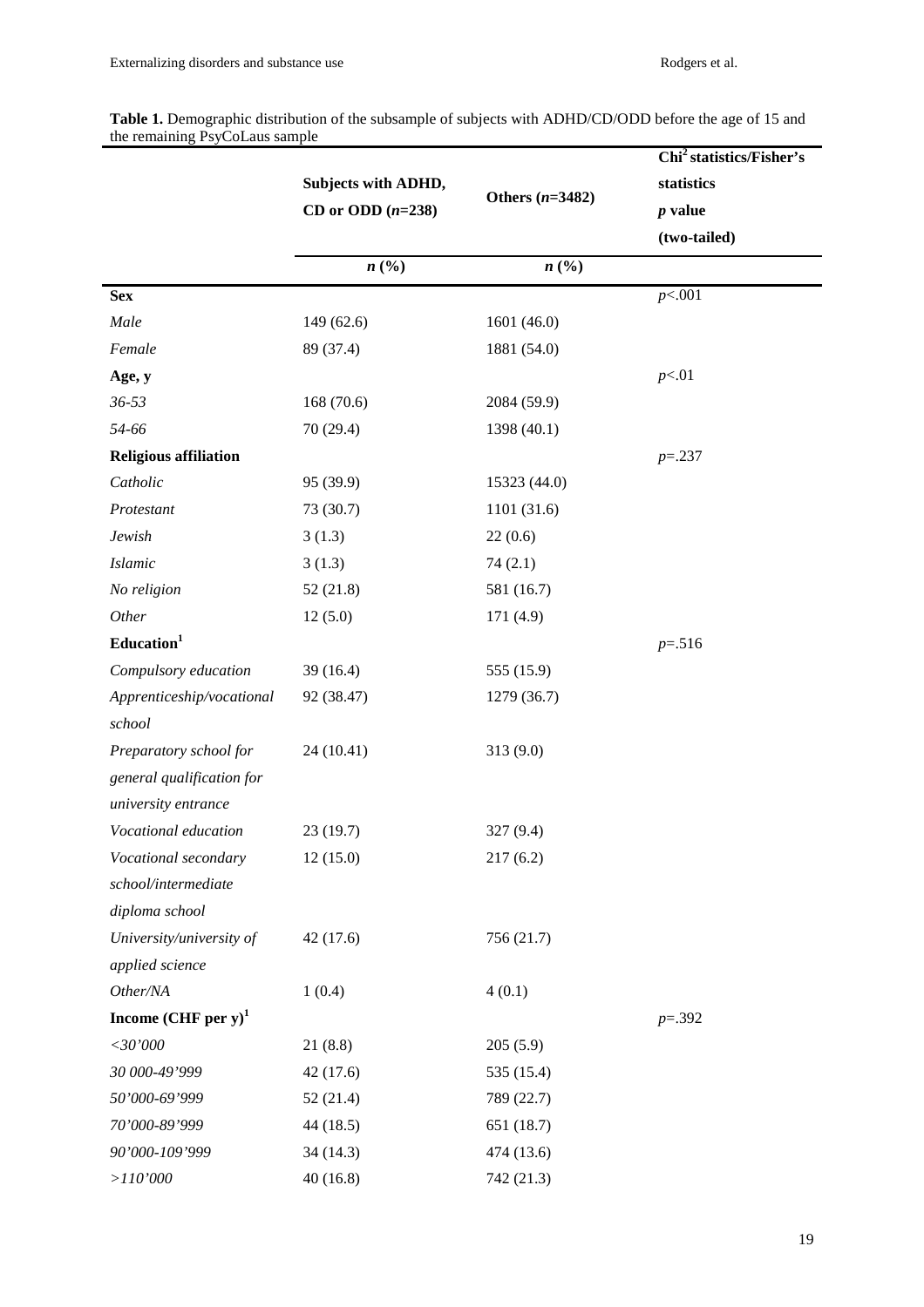**Table 1.** Demographic distribution of the subsample of subjects with ADHD/CD/ODD before the age of 15 and the remaining PsyCoLaus sample

| | Subjects with ADHD, CD or ODD (*n*=238) | Others (*n*=3482) | Chi[2] statistics/Fisher's statistics *p* value (two-tailed) |
|---|---|---|---|
| | *n* (%) | *n* (%) | |
| **Sex** | | | *p*<.001 |
| *Male* | 149 (62.6) | 1601 (46.0) | |
| *Female* | 89 (37.4) | 1881 (54.0) | |
| **Age, y** | | | *p*<.01 |
| *36-53* | 168 (70.6) | 2084 (59.9) | |
| *54-66* | 70 (29.4) | 1398 (40.1) | |
| **Religious affiliation** | | | *p*=.237 |
| *Catholic* | 95 (39.9) | 15323 (44.0) | |
| *Protestant* | 73 (30.7) | 1101 (31.6) | |
| *Jewish* | 3 (1.3) | 22 (0.6) | |
| *Islamic* | 3 (1.3) | 74 (2.1) | |
| *No religion* | 52 (21.8) | 581 (16.7) | |
| *Other* | 12 (5.0) | 171 (4.9) | |
| **Education[1]** | | | *p*=.516 |
| *Compulsory education* | 39 (16.4) | 555 (15.9) | |
| *Apprenticeship/vocational school* | 92 (38.47) | 1279 (36.7) | |
| *Preparatory school for general qualification for university entrance* | 24 (10.41) | 313 (9.0) | |
| *Vocational education* | 23 (19.7) | 327 (9.4) | |
| *Vocational secondary school/intermediate diploma school* | 12 (15.0) | 217 (6.2) | |
| *University/university of applied science* | 42 (17.6) | 756 (21.7) | |
| *Other/NA* | 1 (0.4) | 4 (0.1) | |
| **Income (CHF per y)[1]** | | | *p*=.392 |
| *<30'000* | 21 (8.8) | 205 (5.9) | |
| *30 000-49'999* | 42 (17.6) | 535 (15.4) | |
| *50'000-69'999* | 52 (21.4) | 789 (22.7) | |
| *70'000-89'999* | 44 (18.5) | 651 (18.7) | |
| *90'000-109'999* | 34 (14.3) | 474 (13.6) | |
| *>110'000* | 40 (16.8) | 742 (21.3) | |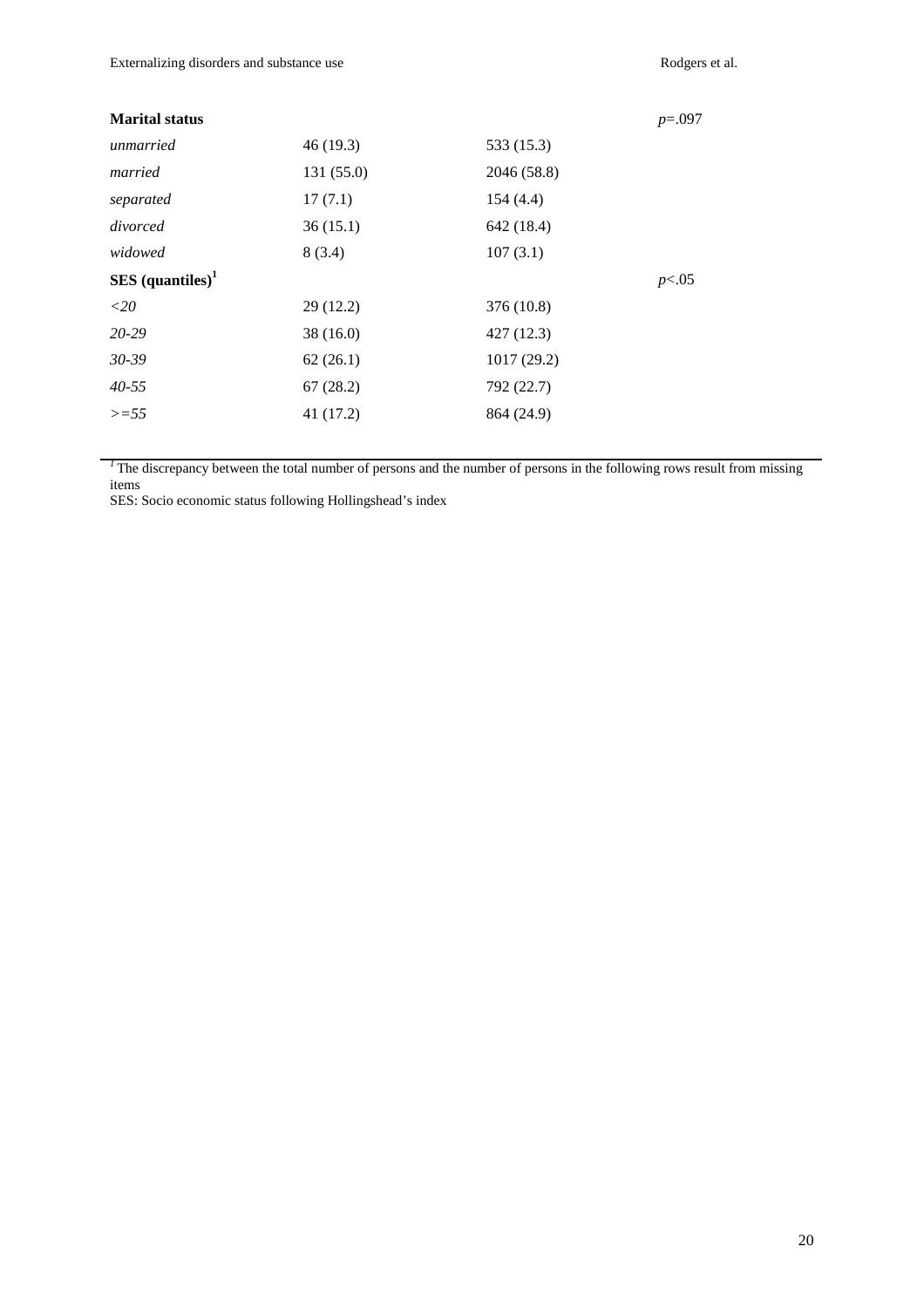| | | | |
|---|---|---|---|
| **Marital status** | | | *p*=.097 |
| *unmarried* | 46 (19.3) | 533 (15.3) | |
| *married* | 131 (55.0) | 2046 (58.8) | |
| *separated* | 17 (7.1) | 154 (4.4) | |
| *divorced* | 36 (15.1) | 642 (18.4) | |
| *widowed* | 8 (3.4) | 107 (3.1) | |
| **SES (quantiles)**[1] | | | *p*<.05 |
| *<20* | 29 (12.2) | 376 (10.8) | |
| *20-29* | 38 (16.0) | 427 (12.3) | |
| *30-39* | 62 (26.1) | 1017 (29.2) | |
| *40-55* | 67 (28.2) | 792 (22.7) | |
| *>=55* | 41 (17.2) | 864 (24.9) | |

[1] The discrepancy between the total number of persons and the number of persons in the following rows result from missing items

SES: Socio economic status following Hollingshead's index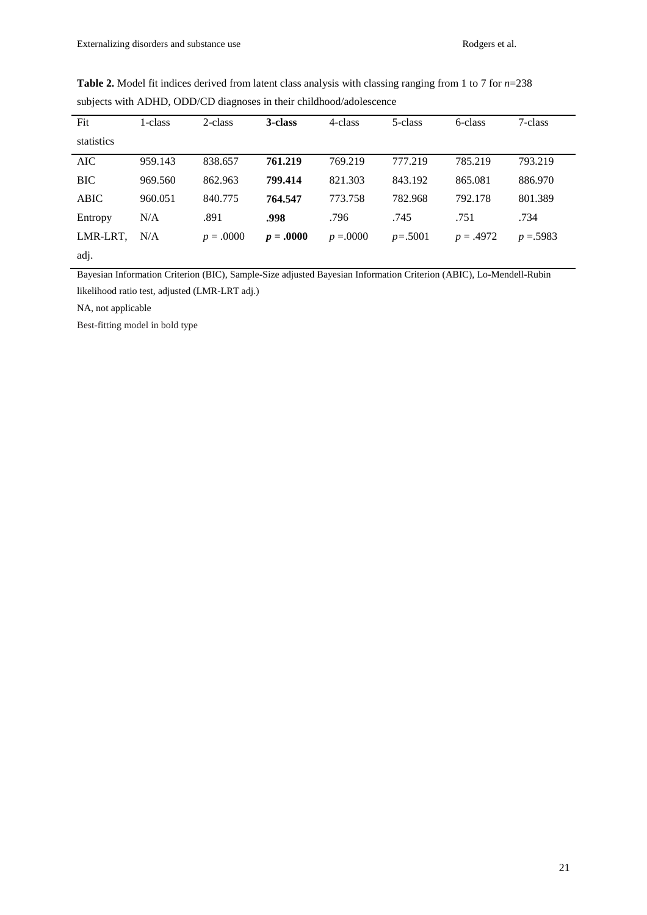**Table 2.** Model fit indices derived from latent class analysis with classing ranging from 1 to 7 for $n$=238 subjects with ADHD, ODD/CD diagnoses in their childhood/adolescence

| Fit statistics | 1-class | 2-class | **3-class** | 4-class | 5-class | 6-class | 7-class |
|---|---|---|---|---|---|---|---|
| AIC | 959.143 | 838.657 | **761.219** | 769.219 | 777.219 | 785.219 | 793.219 |
| BIC | 969.560 | 862.963 | **799.414** | 821.303 | 843.192 | 865.081 | 886.970 |
| ABIC | 960.051 | 840.775 | **764.547** | 773.758 | 782.968 | 792.178 | 801.389 |
| Entropy | N/A | .891 | **.998** | .796 | .745 | .751 | .734 |
| LMR-LRT, adj. | N/A | $p$ = .0000 | $\boldsymbol{p}$ **= .0000** | $p$ =.0000 | $p$=.5001 | $p$ = .4972 | $p$ =.5983 |

Bayesian Information Criterion (BIC), Sample-Size adjusted Bayesian Information Criterion (ABIC), Lo-Mendell-Rubin likelihood ratio test, adjusted (LMR-LRT adj.)

NA, not applicable

Best-fitting model in bold type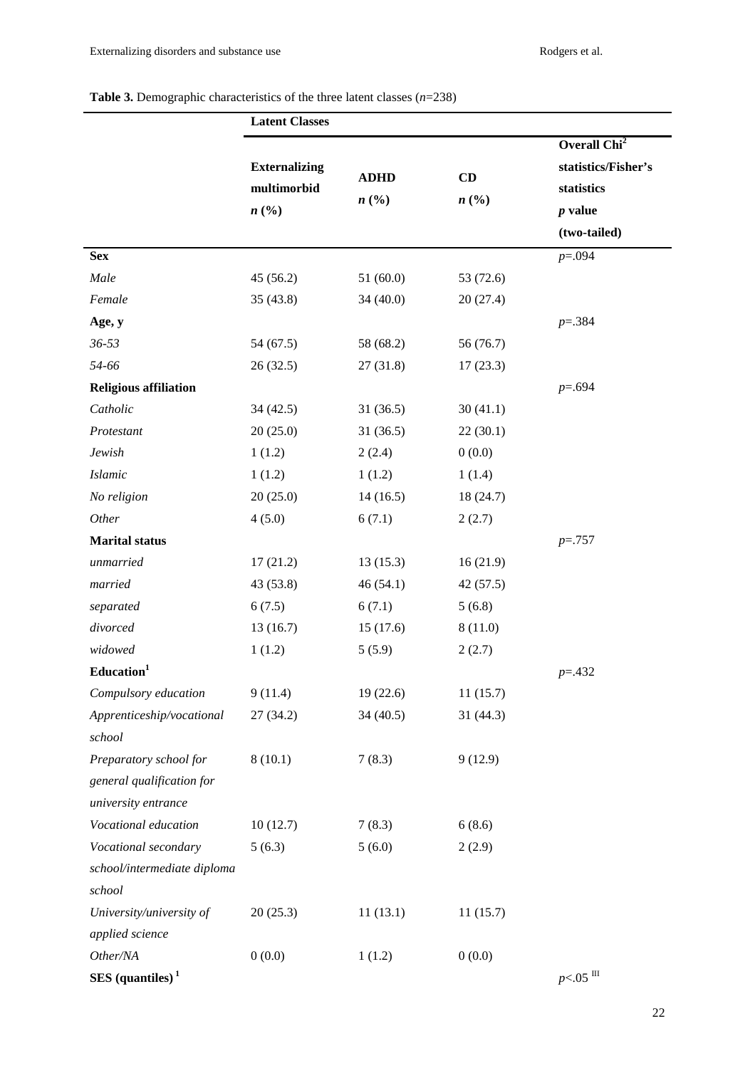**Table 3.** Demographic characteristics of the three latent classes (*n*=238)

| | Latent Classes | | | |
|---|---|---|---|---|
| | **Externalizing multimorbid** *n* **(%)** | **ADHD** *n* **(%)** | **CD** *n* **(%)** | **Overall Chi[2] statistics/Fisher's statistics** *p* **value (two-tailed)** |
| **Sex** | | | | $p$=.094 |
| *Male* | 45 (56.2) | 51 (60.0) | 53 (72.6) | |
| *Female* | 35 (43.8) | 34 (40.0) | 20 (27.4) | |
| **Age, y** | | | | $p$=.384 |
| *36-53* | 54 (67.5) | 58 (68.2) | 56 (76.7) | |
| *54-66* | 26 (32.5) | 27 (31.8) | 17 (23.3) | |
| **Religious affiliation** | | | | $p$=.694 |
| *Catholic* | 34 (42.5) | 31 (36.5) | 30 (41.1) | |
| *Protestant* | 20 (25.0) | 31 (36.5) | 22 (30.1) | |
| *Jewish* | 1 (1.2) | 2 (2.4) | 0 (0.0) | |
| *Islamic* | 1 (1.2) | 1 (1.2) | 1 (1.4) | |
| *No religion* | 20 (25.0) | 14 (16.5) | 18 (24.7) | |
| *Other* | 4 (5.0) | 6 (7.1) | 2 (2.7) | |
| **Marital status** | | | | $p$=.757 |
| *unmarried* | 17 (21.2) | 13 (15.3) | 16 (21.9) | |
| *married* | 43 (53.8) | 46 (54.1) | 42 (57.5) | |
| *separated* | 6 (7.5) | 6 (7.1) | 5 (6.8) | |
| *divorced* | 13 (16.7) | 15 (17.6) | 8 (11.0) | |
| *widowed* | 1 (1.2) | 5 (5.9) | 2 (2.7) | |
| **Education[1]** | | | | $p$=.432 |
| *Compulsory education* | 9 (11.4) | 19 (22.6) | 11 (15.7) | |
| *Apprenticeship/vocational school* | 27 (34.2) | 34 (40.5) | 31 (44.3) | |
| *Preparatory school for general qualification for university entrance* | 8 (10.1) | 7 (8.3) | 9 (12.9) | |
| *Vocational education* | 10 (12.7) | 7 (8.3) | 6 (8.6) | |
| *Vocational secondary school/intermediate diploma school* | 5 (6.3) | 5 (6.0) | 2 (2.9) | |
| *University/university of applied science* | 20 (25.3) | 11 (13.1) | 11 (15.7) | |
| *Other/NA* | 0 (0.0) | 1 (1.2) | 0 (0.0) | |
| **SES (quantiles)[1]** | | | | $p$<.05 [III] |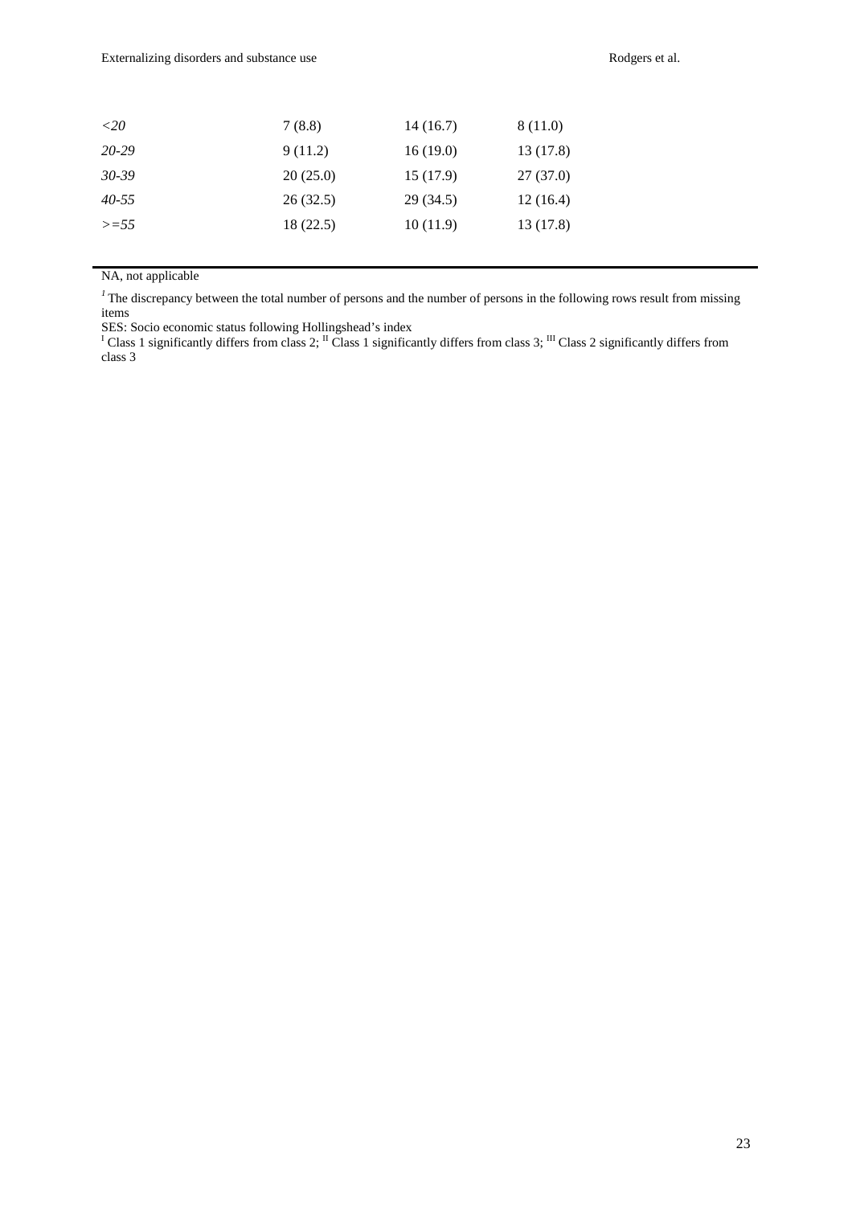| | | | |
|---|---|---|---|
| *<20* | 7 (8.8) | 14 (16.7) | 8 (11.0) |
| *20-29* | 9 (11.2) | 16 (19.0) | 13 (17.8) |
| *30-39* | 20 (25.0) | 15 (17.9) | 27 (37.0) |
| *40-55* | 26 (32.5) | 29 (34.5) | 12 (16.4) |
| *>=55* | 18 (22.5) | 10 (11.9) | 13 (17.8) |

NA, not applicable

[1] The discrepancy between the total number of persons and the number of persons in the following rows result from missing items

SES: Socio economic status following Hollingshead's index

[I] Class 1 significantly differs from class 2; [II] Class 1 significantly differs from class 3; [III] Class 2 significantly differs from class 3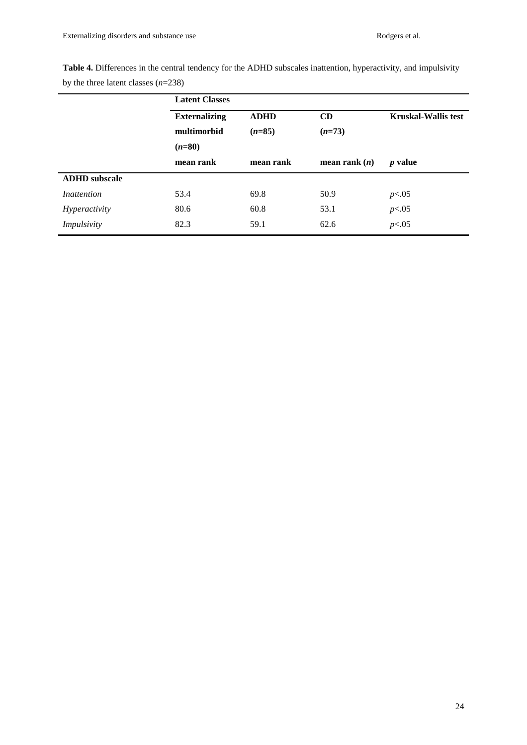**Table 4.** Differences in the central tendency for the ADHD subscales inattention, hyperactivity, and impulsivity by the three latent classes (*n*=238)

| | **Latent Classes** | | | |
|---|---|---|---|---|
| | **Externalizing multimorbid (*n*=80)** | **ADHD (*n*=85)** | **CD (*n*=73)** | **Kruskal-Wallis test** |
| | **mean rank** | **mean rank** | **mean rank (*n*)** | ***p* value** |
| **ADHD subscale** | | | | |
| *Inattention* | 53.4 | 69.8 | 50.9 | $p<.05$ |
| *Hyperactivity* | 80.6 | 60.8 | 53.1 | $p<.05$ |
| *Impulsivity* | 82.3 | 59.1 | 62.6 | $p<.05$ |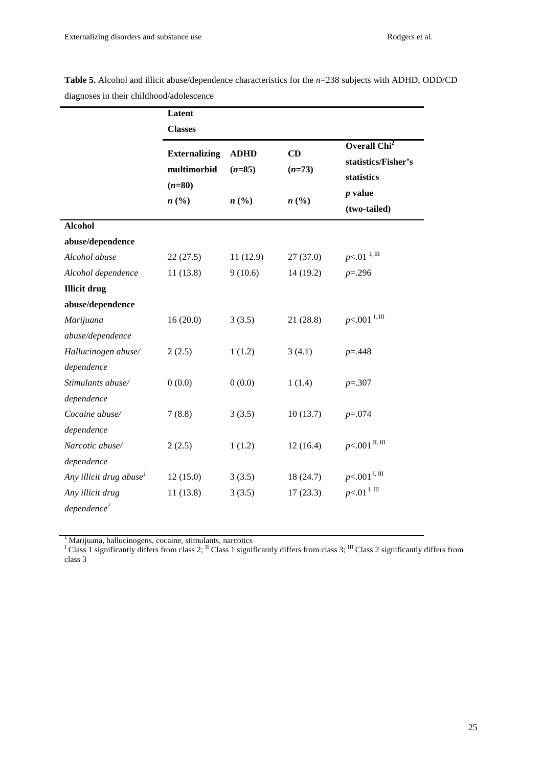**Table 5.** Alcohol and illicit abuse/dependence characteristics for the *n*=238 subjects with ADHD, ODD/CD diagnoses in their childhood/adolescence

| | Latent Classes | | | |
|---|---|---|---|---|
| | **Externalizing multimorbid (*n*=80)** *n* (%) | **ADHD (*n*=85)** *n* (%) | **CD (*n*=73)** *n* (%) | **Overall $Chi^2$ statistics/Fisher's statistics** ***p* value (two-tailed)** |
| **Alcohol abuse/dependence** | | | | |
| *Alcohol abuse* | 22 (27.5) | 11 (12.9) | 27 (37.0) | $p$<.01 [I, III] |
| *Alcohol dependence* | 11 (13.8) | 9 (10.6) | 14 (19.2) | $p$=.296 |
| **Illicit drug abuse/dependence** | | | | |
| *Marijuana abuse/dependence* | 16 (20.0) | 3 (3.5) | 21 (28.8) | $p$<.001 [I, III] |
| *Hallucinogen abuse/ dependence* | 2 (2.5) | 1 (1.2) | 3 (4.1) | $p$=.448 |
| *Stimulants abuse/ dependence* | 0 (0.0) | 0 (0.0) | 1 (1.4) | $p$=.307 |
| *Cocaine abuse/ dependence* | 7 (8.8) | 3 (3.5) | 10 (13.7) | $p$=.074 |
| *Narcotic abuse/ dependence* | 2 (2.5) | 1 (1.2) | 12 (16.4) | $p$<.001 [II, III] |
| *Any illicit drug abuse*[1] | 12 (15.0) | 3 (3.5) | 18 (24.7) | $p$<.001 [I, III] |
| *Any illicit drug dependence*[1] | 11 (13.8) | 3 (3.5) | 17 (23.3) | $p$<.01 [I, III] |

[1] Marijuana, hallucinogens, cocaine, stimulants, narcotics
[I] Class 1 significantly differs from class 2; [II] Class 1 significantly differs from class 3; [III] Class 2 significantly differs from class 3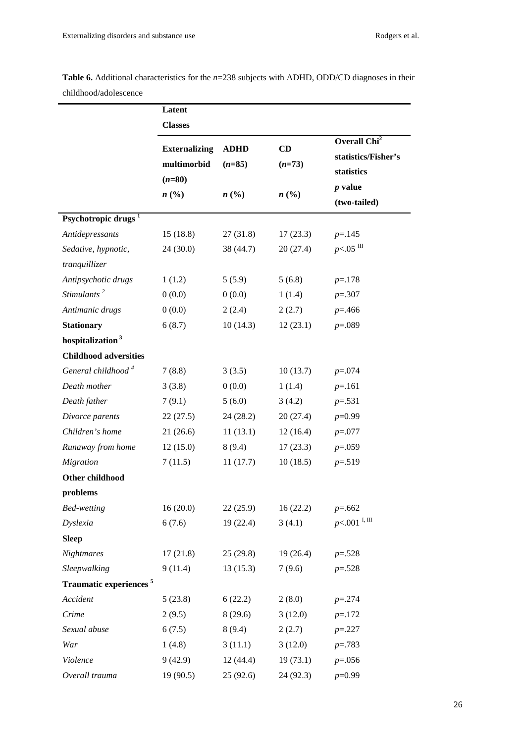**Table 6.** Additional characteristics for the *n*=238 subjects with ADHD, ODD/CD diagnoses in their childhood/adolescence

| | Latent Classes | | | |
|---|---|---|---|---|
| | **Externalizing multimorbid (*n*=80)** *n* (%) | **ADHD (*n*=85)** *n* (%) | **CD (*n*=73)** *n* (%) | **Overall Chi² statistics/Fisher's statistics *p* value (two-tailed)** |
| **Psychotropic drugs** [1] | | | | |
| *Antidepressants* | 15 (18.8) | 27 (31.8) | 17 (23.3) | *p*=.145 |
| *Sedative, hypnotic, tranquillizer* | 24 (30.0) | 38 (44.7) | 20 (27.4) | *p*<.05 [III] |
| *Antipsychotic drugs* | 1 (1.2) | 5 (5.9) | 5 (6.8) | *p*=.178 |
| *Stimulants* [2] | 0 (0.0) | 0 (0.0) | 1 (1.4) | *p*=.307 |
| *Antimanic drugs* | 0 (0.0) | 2 (2.4) | 2 (2.7) | *p*=.466 |
| **Stationary hospitalization** [3] | 6 (8.7) | 10 (14.3) | 12 (23.1) | *p*=.089 |
| **Childhood adversities** | | | | |
| *General childhood* [4] | 7 (8.8) | 3 (3.5) | 10 (13.7) | *p*=.074 |
| *Death mother* | 3 (3.8) | 0 (0.0) | 1 (1.4) | *p*=.161 |
| *Death father* | 7 (9.1) | 5 (6.0) | 3 (4.2) | *p*=.531 |
| *Divorce parents* | 22 (27.5) | 24 (28.2) | 20 (27.4) | *p*=0.99 |
| *Children's home* | 21 (26.6) | 11 (13.1) | 12 (16.4) | *p*=.077 |
| *Runaway from home* | 12 (15.0) | 8 (9.4) | 17 (23.3) | *p*=.059 |
| *Migration* | 7 (11.5) | 11 (17.7) | 10 (18.5) | *p*=.519 |
| **Other childhood problems** | | | | |
| *Bed-wetting* | 16 (20.0) | 22 (25.9) | 16 (22.2) | *p*=.662 |
| *Dyslexia* | 6 (7.6) | 19 (22.4) | 3 (4.1) | *p*<.001 [I, III] |
| **Sleep** | | | | |
| *Nightmares* | 17 (21.8) | 25 (29.8) | 19 (26.4) | *p*=.528 |
| *Sleepwalking* | 9 (11.4) | 13 (15.3) | 7 (9.6) | *p*=.528 |
| **Traumatic experiences** [5] | | | | |
| *Accident* | 5 (23.8) | 6 (22.2) | 2 (8.0) | *p*=.274 |
| *Crime* | 2 (9.5) | 8 (29.6) | 3 (12.0) | *p*=.172 |
| *Sexual abuse* | 6 (7.5) | 8 (9.4) | 2 (2.7) | *p*=.227 |
| *War* | 1 (4.8) | 3 (11.1) | 3 (12.0) | *p*=.783 |
| *Violence* | 9 (42.9) | 12 (44.4) | 19 (73.1) | *p*=.056 |
| *Overall trauma* | 19 (90.5) | 25 (92.6) | 24 (92.3) | *p*=0.99 |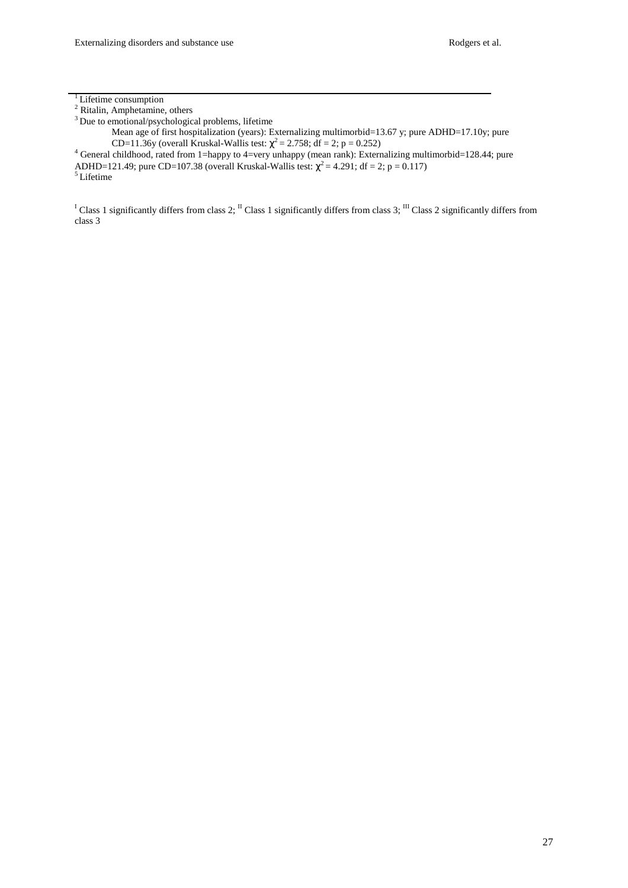[1] Lifetime consumption
[2] Ritalin, Amphetamine, others
[3] Due to emotional/psychological problems, lifetime
Mean age of first hospitalization (years): Externalizing multimorbid=13.67 y; pure ADHD=17.10y; pure CD=11.36y (overall Kruskal-Wallis test: $\chi^2 = 2.758$; df = 2; p = 0.252)
[4] General childhood, rated from 1=happy to 4=very unhappy (mean rank): Externalizing multimorbid=128.44; pure ADHD=121.49; pure CD=107.38 (overall Kruskal-Wallis test: $\chi^2 = 4.291$; df = 2; p = 0.117)
[5] Lifetime

[I] Class 1 significantly differs from class 2; [II] Class 1 significantly differs from class 3; [III] Class 2 significantly differs from class 3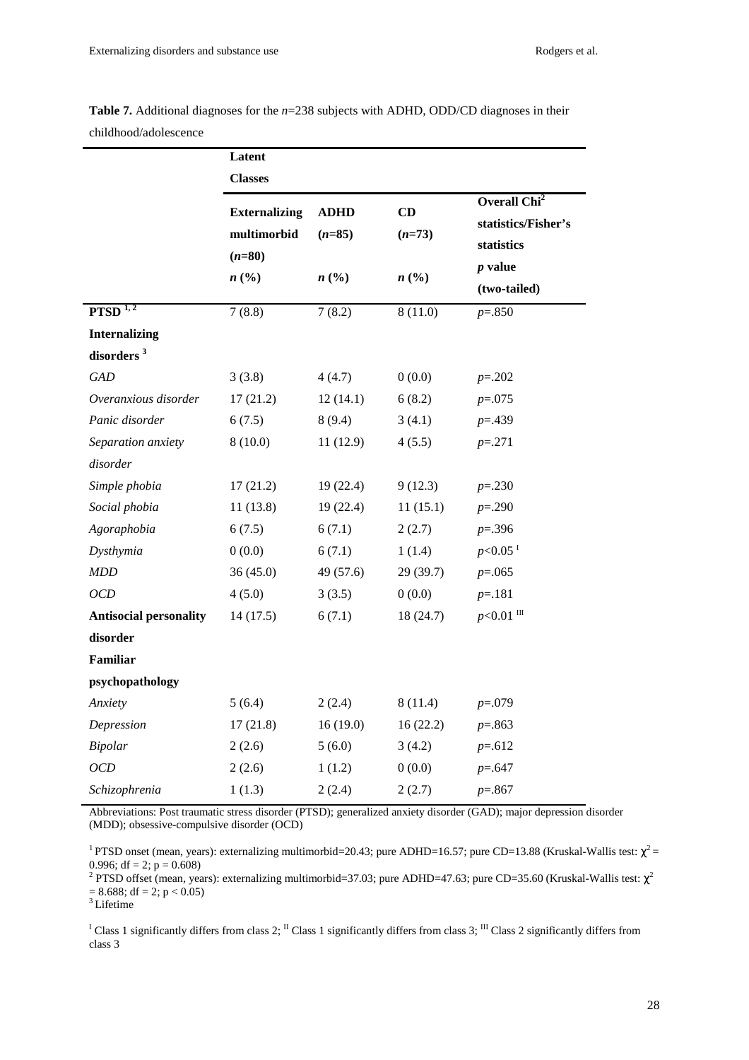**Table 7.** Additional diagnoses for the *n*=238 subjects with ADHD, ODD/CD diagnoses in their childhood/adolescence

| | **Latent Classes** | | | |
|---|---|---|---|---|
| | **Externalizing multimorbid (*n*=80)** | **ADHD (*n*=85)** | **CD (*n*=73)** | **Overall Chi² statistics/Fisher's statistics** |
| | ***n* (%)** | ***n* (%)** | ***n* (%)** | ***p* value (two-tailed)** |
| **PTSD** [1, 2] | 7 (8.8) | 7 (8.2) | 8 (11.0) | $p$=.850 |
| **Internalizing disorders** [3] | | | | |
| *GAD* | 3 (3.8) | 4 (4.7) | 0 (0.0) | $p$=.202 |
| *Overanxious disorder* | 17 (21.2) | 12 (14.1) | 6 (8.2) | $p$=.075 |
| *Panic disorder* | 6 (7.5) | 8 (9.4) | 3 (4.1) | $p$=.439 |
| *Separation anxiety disorder* | 8 (10.0) | 11 (12.9) | 4 (5.5) | $p$=.271 |
| *Simple phobia* | 17 (21.2) | 19 (22.4) | 9 (12.3) | $p$=.230 |
| *Social phobia* | 11 (13.8) | 19 (22.4) | 11 (15.1) | $p$=.290 |
| *Agoraphobia* | 6 (7.5) | 6 (7.1) | 2 (2.7) | $p$=.396 |
| *Dysthymia* | 0 (0.0) | 6 (7.1) | 1 (1.4) | $p<0.05$ [I] |
| *MDD* | 36 (45.0) | 49 (57.6) | 29 (39.7) | $p$=.065 |
| *OCD* | 4 (5.0) | 3 (3.5) | 0 (0.0) | $p$=.181 |
| **Antisocial personality disorder** | 14 (17.5) | 6 (7.1) | 18 (24.7) | $p<0.01$ [III] |
| **Familiar psychopathology** | | | | |
| *Anxiety* | 5 (6.4) | 2 (2.4) | 8 (11.4) | $p$=.079 |
| *Depression* | 17 (21.8) | 16 (19.0) | 16 (22.2) | $p$=.863 |
| *Bipolar* | 2 (2.6) | 5 (6.0) | 3 (4.2) | $p$=.612 |
| *OCD* | 2 (2.6) | 1 (1.2) | 0 (0.0) | $p$=.647 |
| *Schizophrenia* | 1 (1.3) | 2 (2.4) | 2 (2.7) | $p$=.867 |

Abbreviations: Post traumatic stress disorder (PTSD); generalized anxiety disorder (GAD); major depression disorder (MDD); obsessive-compulsive disorder (OCD)

[1] PTSD onset (mean, years): externalizing multimorbid=20.43; pure ADHD=16.57; pure CD=13.88 (Kruskal-Wallis test: $\chi^2$ = 0.996; df = 2; p = 0.608)
[2] PTSD offset (mean, years): externalizing multimorbid=37.03; pure ADHD=47.63; pure CD=35.60 (Kruskal-Wallis test: $\chi^2$ = 8.688; df = 2; $p < 0.05$)
[3] Lifetime

[I] Class 1 significantly differs from class 2; [II] Class 1 significantly differs from class 3; [III] Class 2 significantly differs from class 3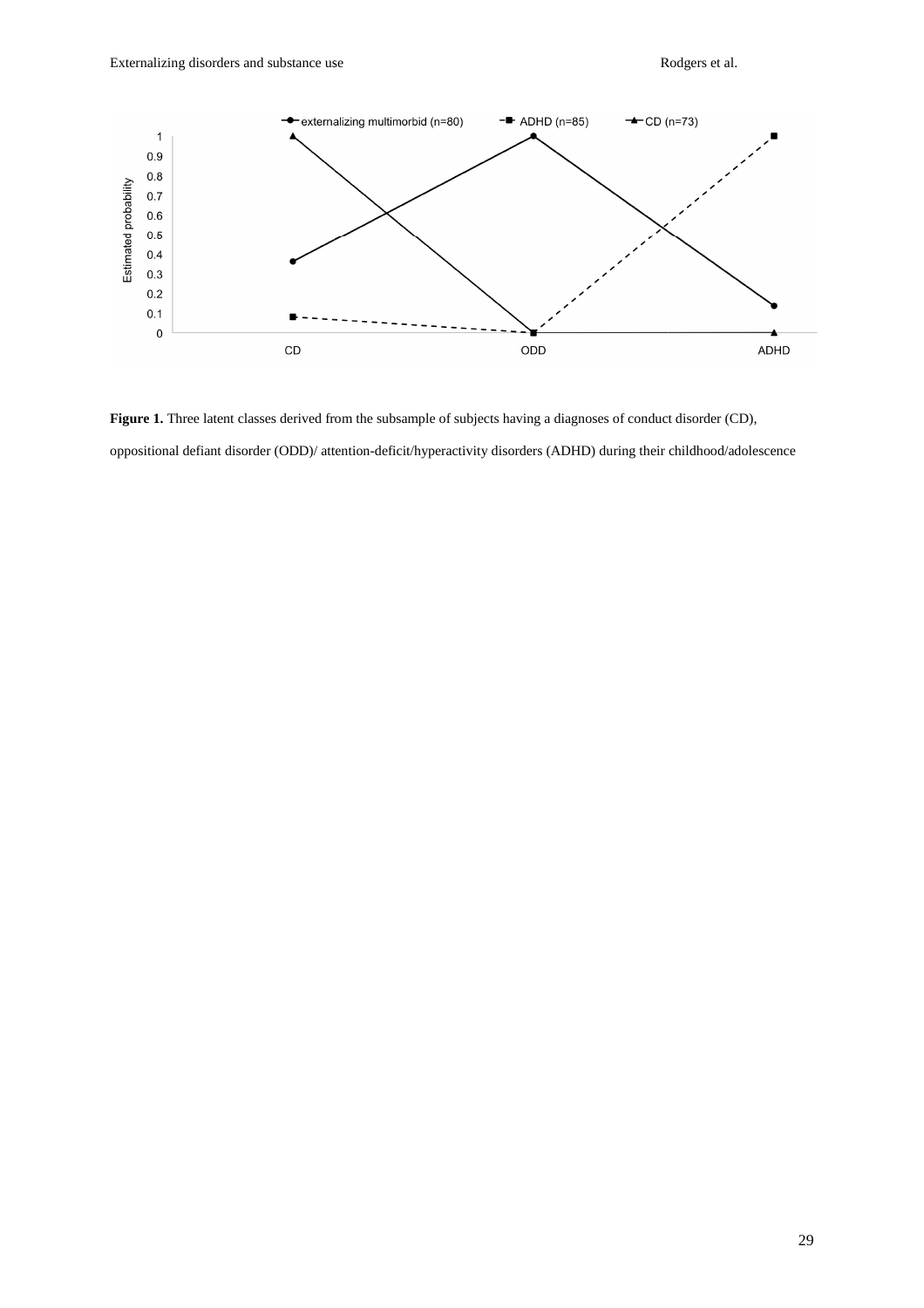externalizing multimorbid (n=80)
ADHD (n=85)
CD (n=73)

Estimated probability

1
0.9
0.8
0.7
0.6
0.5
0.4
0.3
0.2
0.1
0

CD
ODD
ADHD

**Figure 1.** Three latent classes derived from the subsample of subjects having a diagnoses of conduct disorder (CD), oppositional defiant disorder (ODD)/ attention-deficit/hyperactivity disorders (ADHD) during their childhood/adolescence